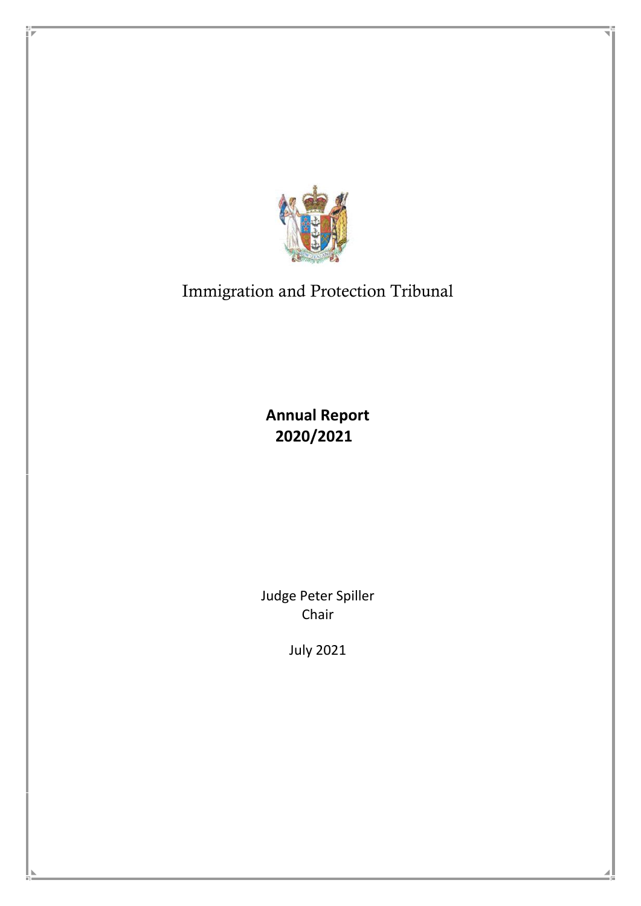# Immigration and Protection Tribunal

**Annual Report 2020/2021**

Judge Peter Spiller
Chair

July 2021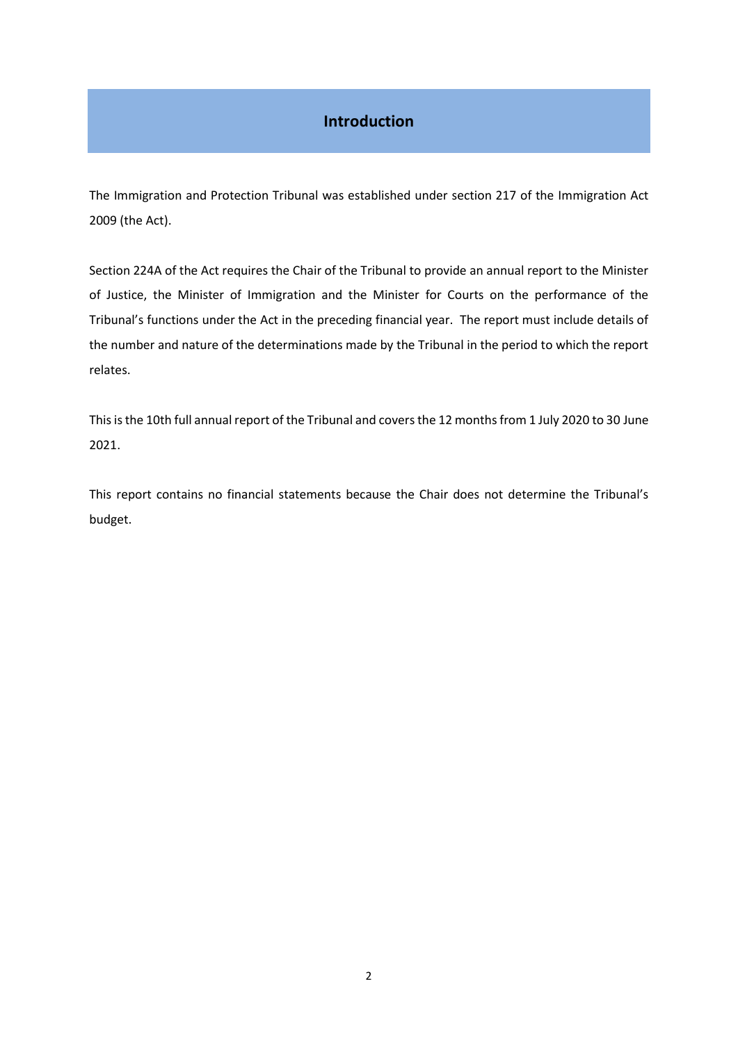# Introduction

The Immigration and Protection Tribunal was established under section 217 of the Immigration Act 2009 (the Act).

Section 224A of the Act requires the Chair of the Tribunal to provide an annual report to the Minister of Justice, the Minister of Immigration and the Minister for Courts on the performance of the Tribunal's functions under the Act in the preceding financial year. The report must include details of the number and nature of the determinations made by the Tribunal in the period to which the report relates.

This is the 10th full annual report of the Tribunal and covers the 12 months from 1 July 2020 to 30 June 2021.

This report contains no financial statements because the Chair does not determine the Tribunal's budget.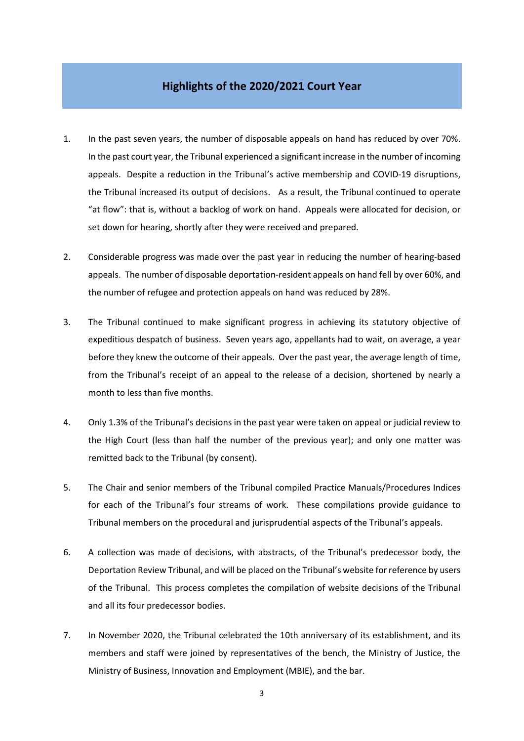## Highlights of the 2020/2021 Court Year

1. In the past seven years, the number of disposable appeals on hand has reduced by over 70%. In the past court year, the Tribunal experienced a significant increase in the number of incoming appeals. Despite a reduction in the Tribunal's active membership and COVID-19 disruptions, the Tribunal increased its output of decisions. As a result, the Tribunal continued to operate "at flow": that is, without a backlog of work on hand. Appeals were allocated for decision, or set down for hearing, shortly after they were received and prepared.

2. Considerable progress was made over the past year in reducing the number of hearing-based appeals. The number of disposable deportation-resident appeals on hand fell by over 60%, and the number of refugee and protection appeals on hand was reduced by 28%.

3. The Tribunal continued to make significant progress in achieving its statutory objective of expeditious despatch of business. Seven years ago, appellants had to wait, on average, a year before they knew the outcome of their appeals. Over the past year, the average length of time, from the Tribunal's receipt of an appeal to the release of a decision, shortened by nearly a month to less than five months.

4. Only 1.3% of the Tribunal's decisions in the past year were taken on appeal or judicial review to the High Court (less than half the number of the previous year); and only one matter was remitted back to the Tribunal (by consent).

5. The Chair and senior members of the Tribunal compiled Practice Manuals/Procedures Indices for each of the Tribunal's four streams of work. These compilations provide guidance to Tribunal members on the procedural and jurisprudential aspects of the Tribunal's appeals.

6. A collection was made of decisions, with abstracts, of the Tribunal's predecessor body, the Deportation Review Tribunal, and will be placed on the Tribunal's website for reference by users of the Tribunal. This process completes the compilation of website decisions of the Tribunal and all its four predecessor bodies.

7. In November 2020, the Tribunal celebrated the 10th anniversary of its establishment, and its members and staff were joined by representatives of the bench, the Ministry of Justice, the Ministry of Business, Innovation and Employment (MBIE), and the bar.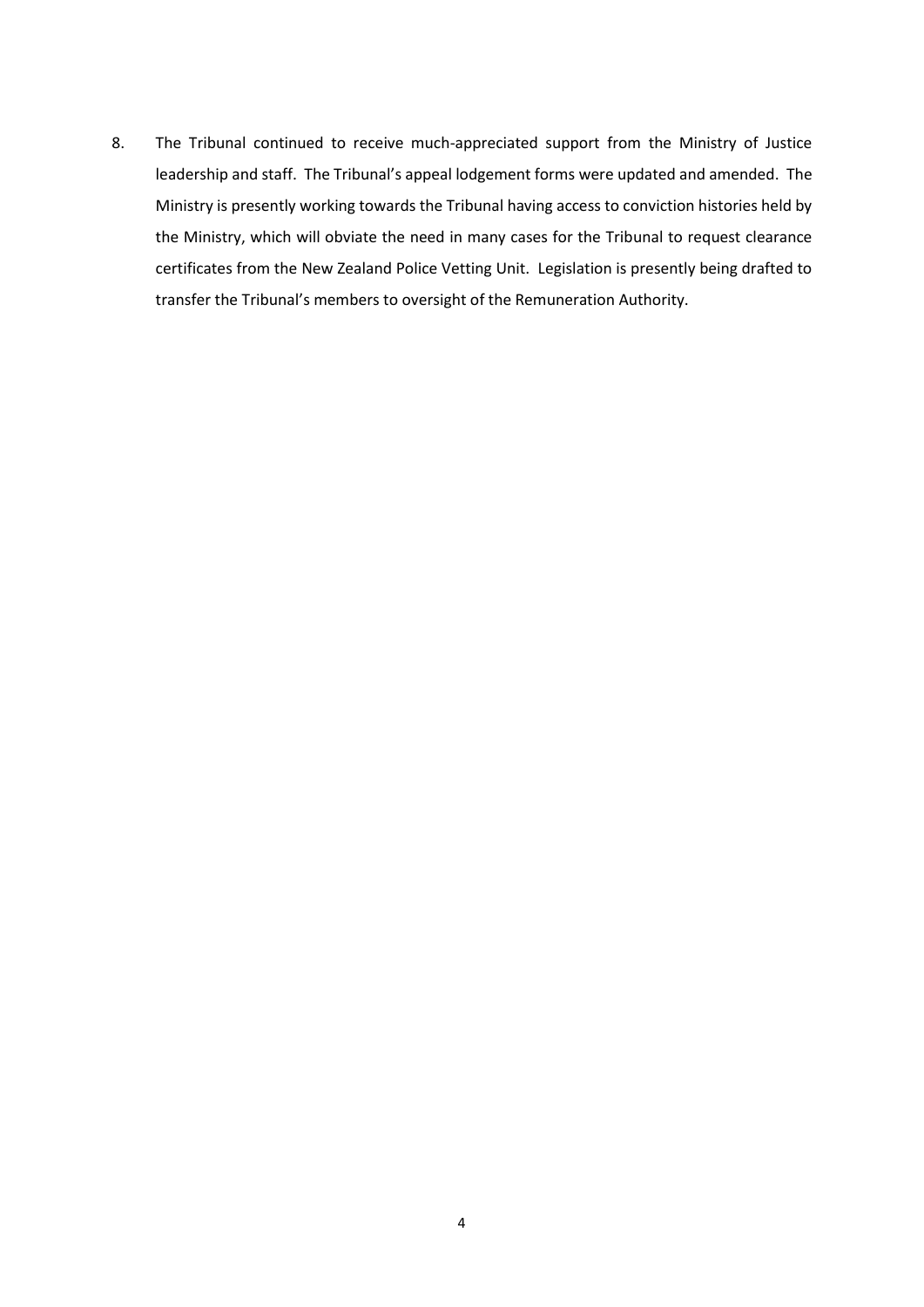8. The Tribunal continued to receive much-appreciated support from the Ministry of Justice leadership and staff. The Tribunal's appeal lodgement forms were updated and amended. The Ministry is presently working towards the Tribunal having access to conviction histories held by the Ministry, which will obviate the need in many cases for the Tribunal to request clearance certificates from the New Zealand Police Vetting Unit. Legislation is presently being drafted to transfer the Tribunal's members to oversight of the Remuneration Authority.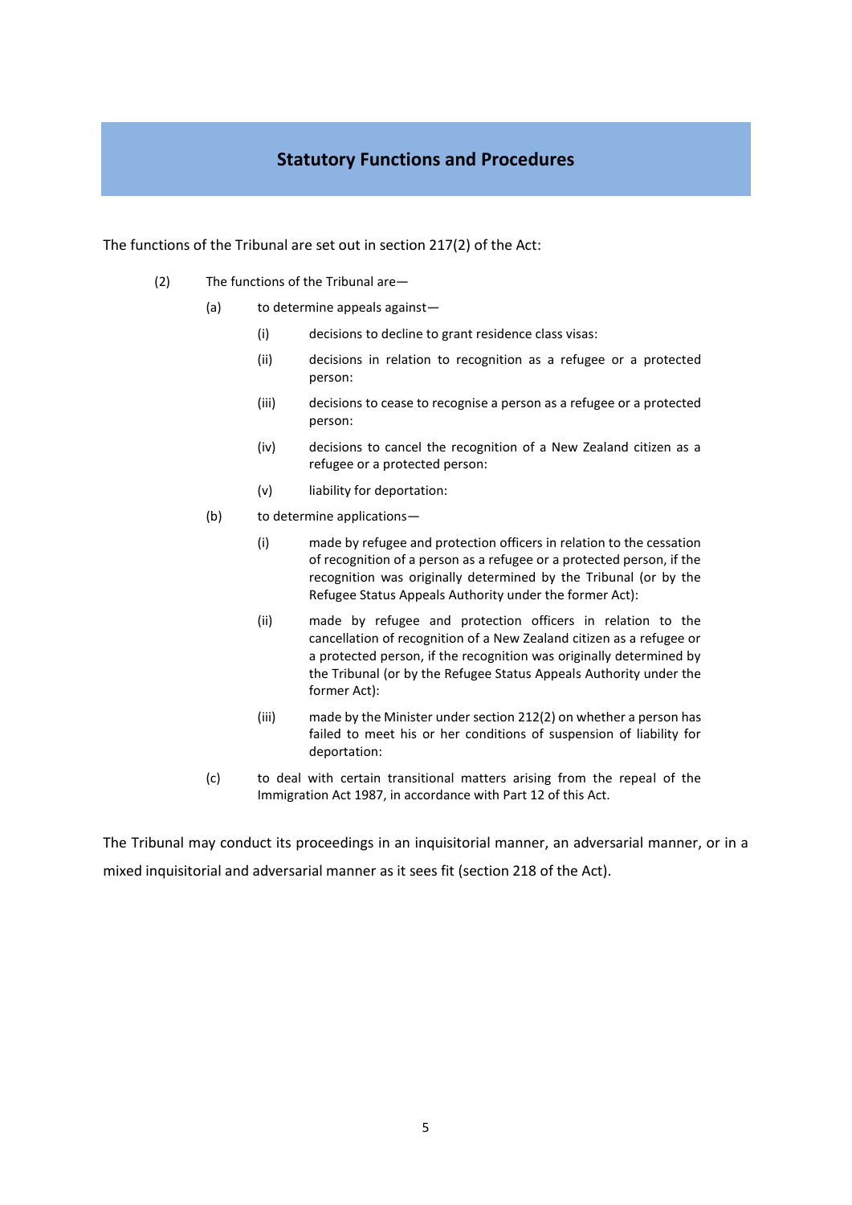## Statutory Functions and Procedures

The functions of the Tribunal are set out in section 217(2) of the Act:

(2) The functions of the Tribunal are—

- (a) to determine appeals against—
  - (i) decisions to decline to grant residence class visas:
  - (ii) decisions in relation to recognition as a refugee or a protected person:
  - (iii) decisions to cease to recognise a person as a refugee or a protected person:
  - (iv) decisions to cancel the recognition of a New Zealand citizen as a refugee or a protected person:
  - (v) liability for deportation:
- (b) to determine applications—
  - (i) made by refugee and protection officers in relation to the cessation of recognition of a person as a refugee or a protected person, if the recognition was originally determined by the Tribunal (or by the Refugee Status Appeals Authority under the former Act):
  - (ii) made by refugee and protection officers in relation to the cancellation of recognition of a New Zealand citizen as a refugee or a protected person, if the recognition was originally determined by the Tribunal (or by the Refugee Status Appeals Authority under the former Act):
  - (iii) made by the Minister under section 212(2) on whether a person has failed to meet his or her conditions of suspension of liability for deportation:
- (c) to deal with certain transitional matters arising from the repeal of the Immigration Act 1987, in accordance with Part 12 of this Act.

The Tribunal may conduct its proceedings in an inquisitorial manner, an adversarial manner, or in a mixed inquisitorial and adversarial manner as it sees fit (section 218 of the Act).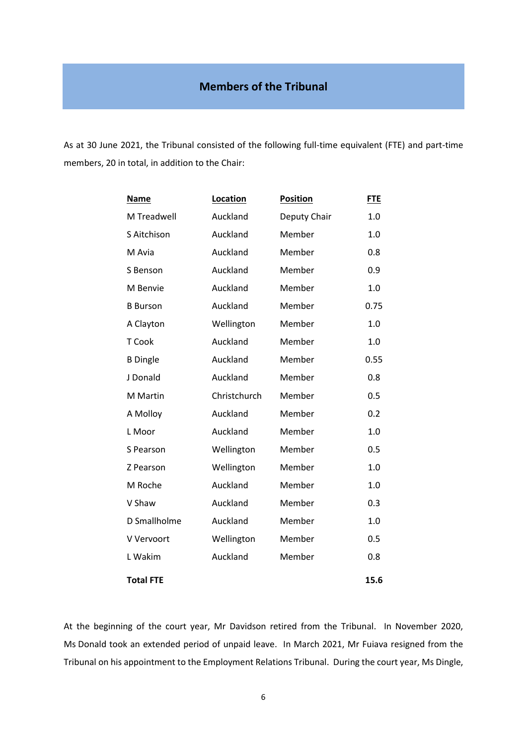## Members of the Tribunal

As at 30 June 2021, the Tribunal consisted of the following full-time equivalent (FTE) and part-time members, 20 in total, in addition to the Chair:

| Name | Location | Position | FTE |
|---|---|---|---|
| M Treadwell | Auckland | Deputy Chair | 1.0 |
| S Aitchison | Auckland | Member | 1.0 |
| M Avia | Auckland | Member | 0.8 |
| S Benson | Auckland | Member | 0.9 |
| M Benvie | Auckland | Member | 1.0 |
| B Burson | Auckland | Member | 0.75 |
| A Clayton | Wellington | Member | 1.0 |
| T Cook | Auckland | Member | 1.0 |
| B Dingle | Auckland | Member | 0.55 |
| J Donald | Auckland | Member | 0.8 |
| M Martin | Christchurch | Member | 0.5 |
| A Molloy | Auckland | Member | 0.2 |
| L Moor | Auckland | Member | 1.0 |
| S Pearson | Wellington | Member | 0.5 |
| Z Pearson | Wellington | Member | 1.0 |
| M Roche | Auckland | Member | 1.0 |
| V Shaw | Auckland | Member | 0.3 |
| D Smallholme | Auckland | Member | 1.0 |
| V Vervoort | Wellington | Member | 0.5 |
| L Wakim | Auckland | Member | 0.8 |
| **Total FTE** | | | **15.6** |

At the beginning of the court year, Mr Davidson retired from the Tribunal. In November 2020, Ms Donald took an extended period of unpaid leave. In March 2021, Mr Fuiava resigned from the Tribunal on his appointment to the Employment Relations Tribunal. During the court year, Ms Dingle,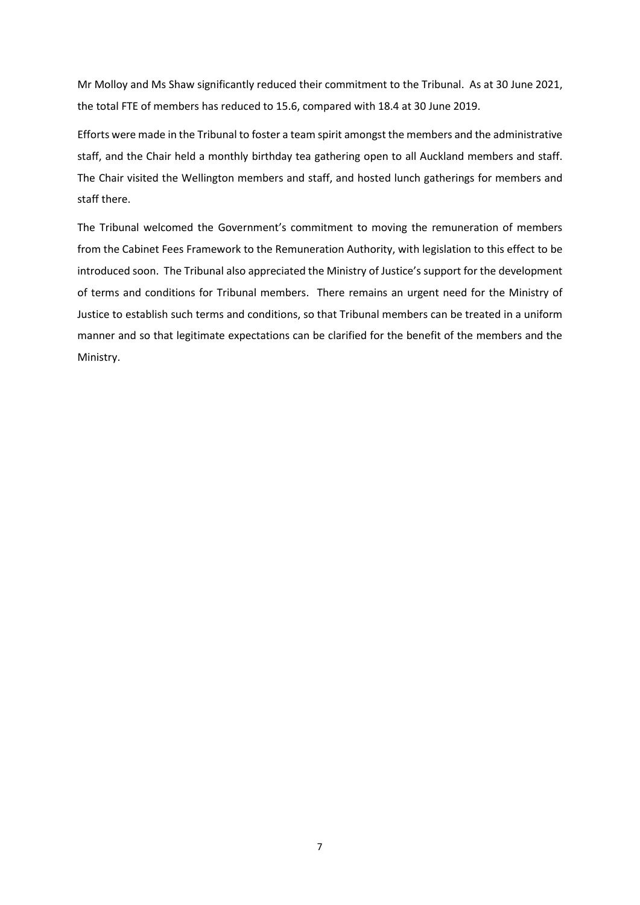Mr Molloy and Ms Shaw significantly reduced their commitment to the Tribunal. As at 30 June 2021, the total FTE of members has reduced to 15.6, compared with 18.4 at 30 June 2019.

Efforts were made in the Tribunal to foster a team spirit amongst the members and the administrative staff, and the Chair held a monthly birthday tea gathering open to all Auckland members and staff. The Chair visited the Wellington members and staff, and hosted lunch gatherings for members and staff there.

The Tribunal welcomed the Government's commitment to moving the remuneration of members from the Cabinet Fees Framework to the Remuneration Authority, with legislation to this effect to be introduced soon. The Tribunal also appreciated the Ministry of Justice's support for the development of terms and conditions for Tribunal members. There remains an urgent need for the Ministry of Justice to establish such terms and conditions, so that Tribunal members can be treated in a uniform manner and so that legitimate expectations can be clarified for the benefit of the members and the Ministry.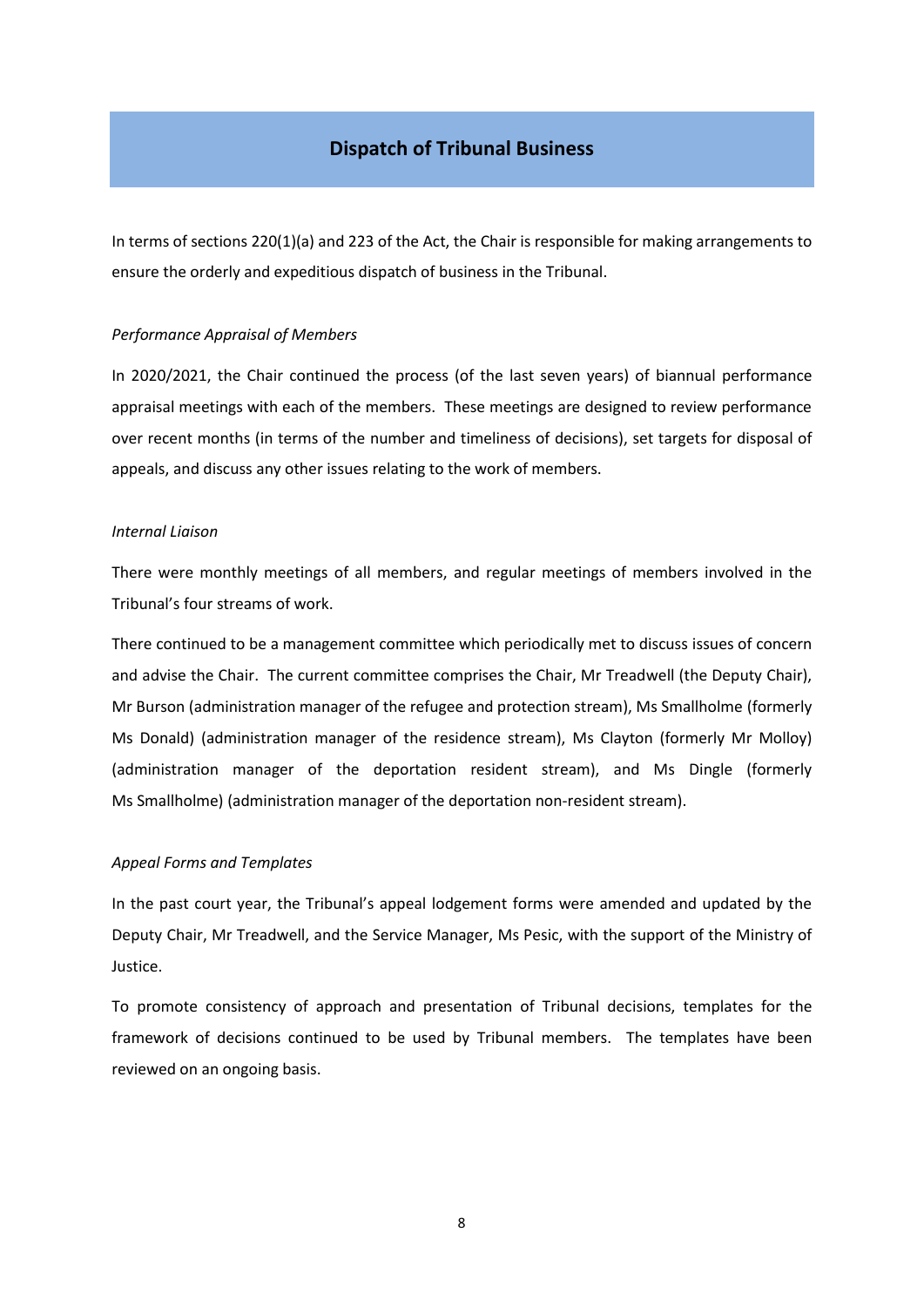## Dispatch of Tribunal Business

In terms of sections 220(1)(a) and 223 of the Act, the Chair is responsible for making arrangements to ensure the orderly and expeditious dispatch of business in the Tribunal.

*Performance Appraisal of Members*

In 2020/2021, the Chair continued the process (of the last seven years) of biannual performance appraisal meetings with each of the members. These meetings are designed to review performance over recent months (in terms of the number and timeliness of decisions), set targets for disposal of appeals, and discuss any other issues relating to the work of members.

*Internal Liaison*

There were monthly meetings of all members, and regular meetings of members involved in the Tribunal's four streams of work.

There continued to be a management committee which periodically met to discuss issues of concern and advise the Chair. The current committee comprises the Chair, Mr Treadwell (the Deputy Chair), Mr Burson (administration manager of the refugee and protection stream), Ms Smallholme (formerly Ms Donald) (administration manager of the residence stream), Ms Clayton (formerly Mr Molloy) (administration manager of the deportation resident stream), and Ms Dingle (formerly Ms Smallholme) (administration manager of the deportation non-resident stream).

*Appeal Forms and Templates*

In the past court year, the Tribunal's appeal lodgement forms were amended and updated by the Deputy Chair, Mr Treadwell, and the Service Manager, Ms Pesic, with the support of the Ministry of Justice.

To promote consistency of approach and presentation of Tribunal decisions, templates for the framework of decisions continued to be used by Tribunal members. The templates have been reviewed on an ongoing basis.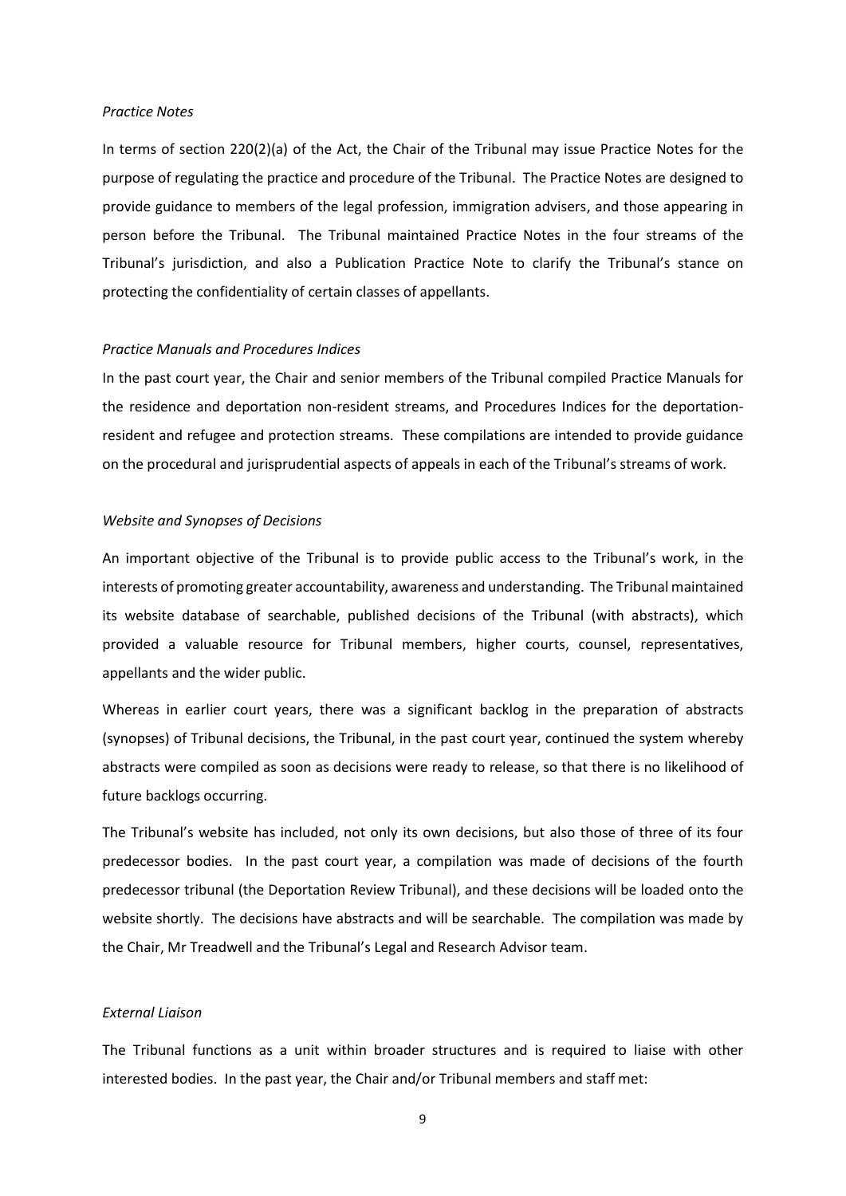*Practice Notes*

In terms of section 220(2)(a) of the Act, the Chair of the Tribunal may issue Practice Notes for the purpose of regulating the practice and procedure of the Tribunal. The Practice Notes are designed to provide guidance to members of the legal profession, immigration advisers, and those appearing in person before the Tribunal. The Tribunal maintained Practice Notes in the four streams of the Tribunal's jurisdiction, and also a Publication Practice Note to clarify the Tribunal's stance on protecting the confidentiality of certain classes of appellants.

*Practice Manuals and Procedures Indices*

In the past court year, the Chair and senior members of the Tribunal compiled Practice Manuals for the residence and deportation non-resident streams, and Procedures Indices for the deportation-resident and refugee and protection streams. These compilations are intended to provide guidance on the procedural and jurisprudential aspects of appeals in each of the Tribunal's streams of work.

*Website and Synopses of Decisions*

An important objective of the Tribunal is to provide public access to the Tribunal's work, in the interests of promoting greater accountability, awareness and understanding. The Tribunal maintained its website database of searchable, published decisions of the Tribunal (with abstracts), which provided a valuable resource for Tribunal members, higher courts, counsel, representatives, appellants and the wider public.

Whereas in earlier court years, there was a significant backlog in the preparation of abstracts (synopses) of Tribunal decisions, the Tribunal, in the past court year, continued the system whereby abstracts were compiled as soon as decisions were ready to release, so that there is no likelihood of future backlogs occurring.

The Tribunal's website has included, not only its own decisions, but also those of three of its four predecessor bodies. In the past court year, a compilation was made of decisions of the fourth predecessor tribunal (the Deportation Review Tribunal), and these decisions will be loaded onto the website shortly. The decisions have abstracts and will be searchable. The compilation was made by the Chair, Mr Treadwell and the Tribunal's Legal and Research Advisor team.

*External Liaison*

The Tribunal functions as a unit within broader structures and is required to liaise with other interested bodies. In the past year, the Chair and/or Tribunal members and staff met: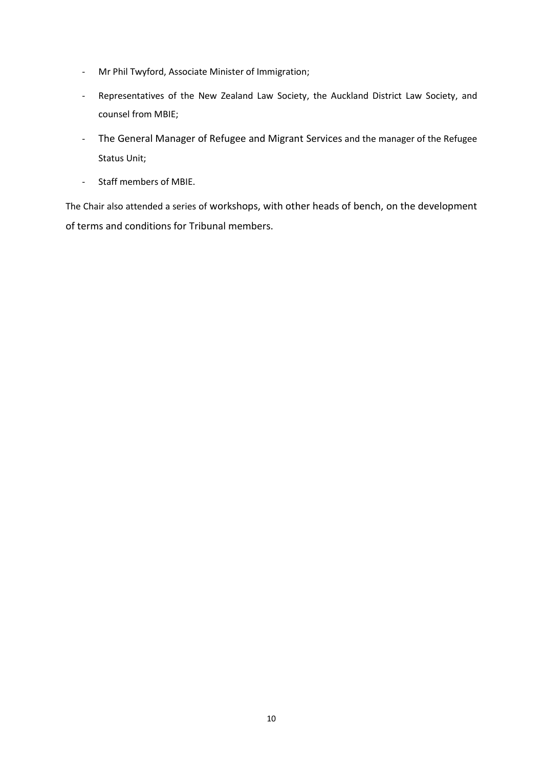- Mr Phil Twyford, Associate Minister of Immigration;
- Representatives of the New Zealand Law Society, the Auckland District Law Society, and counsel from MBIE;
- The General Manager of Refugee and Migrant Services and the manager of the Refugee Status Unit;
- Staff members of MBIE.

The Chair also attended a series of workshops, with other heads of bench, on the development of terms and conditions for Tribunal members.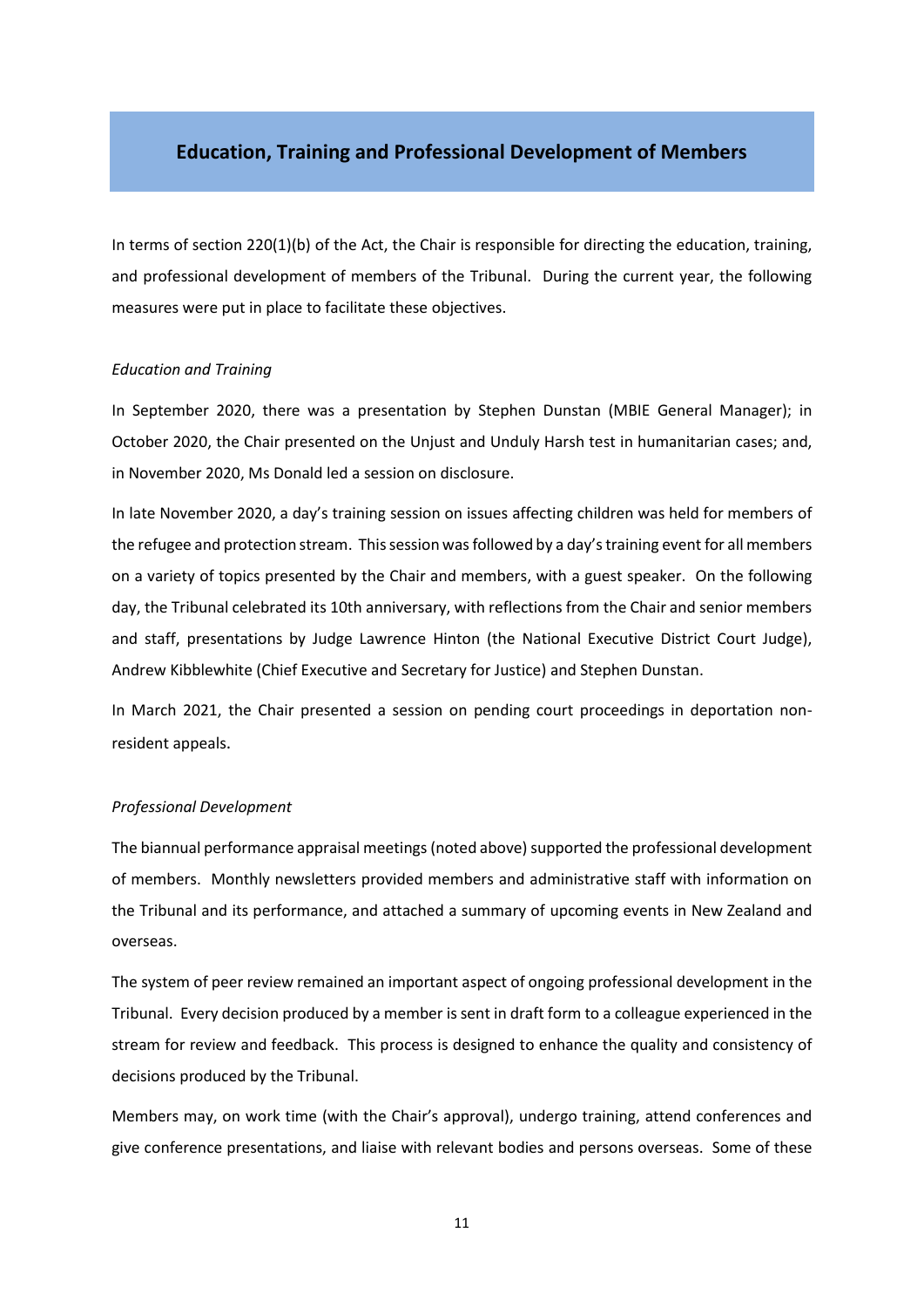## Education, Training and Professional Development of Members

In terms of section 220(1)(b) of the Act, the Chair is responsible for directing the education, training, and professional development of members of the Tribunal. During the current year, the following measures were put in place to facilitate these objectives.

*Education and Training*

In September 2020, there was a presentation by Stephen Dunstan (MBIE General Manager); in October 2020, the Chair presented on the Unjust and Unduly Harsh test in humanitarian cases; and, in November 2020, Ms Donald led a session on disclosure.

In late November 2020, a day's training session on issues affecting children was held for members of the refugee and protection stream. This session was followed by a day's training event for all members on a variety of topics presented by the Chair and members, with a guest speaker. On the following day, the Tribunal celebrated its 10th anniversary, with reflections from the Chair and senior members and staff, presentations by Judge Lawrence Hinton (the National Executive District Court Judge), Andrew Kibblewhite (Chief Executive and Secretary for Justice) and Stephen Dunstan.

In March 2021, the Chair presented a session on pending court proceedings in deportation non-resident appeals.

*Professional Development*

The biannual performance appraisal meetings (noted above) supported the professional development of members. Monthly newsletters provided members and administrative staff with information on the Tribunal and its performance, and attached a summary of upcoming events in New Zealand and overseas.

The system of peer review remained an important aspect of ongoing professional development in the Tribunal. Every decision produced by a member is sent in draft form to a colleague experienced in the stream for review and feedback. This process is designed to enhance the quality and consistency of decisions produced by the Tribunal.

Members may, on work time (with the Chair's approval), undergo training, attend conferences and give conference presentations, and liaise with relevant bodies and persons overseas. Some of these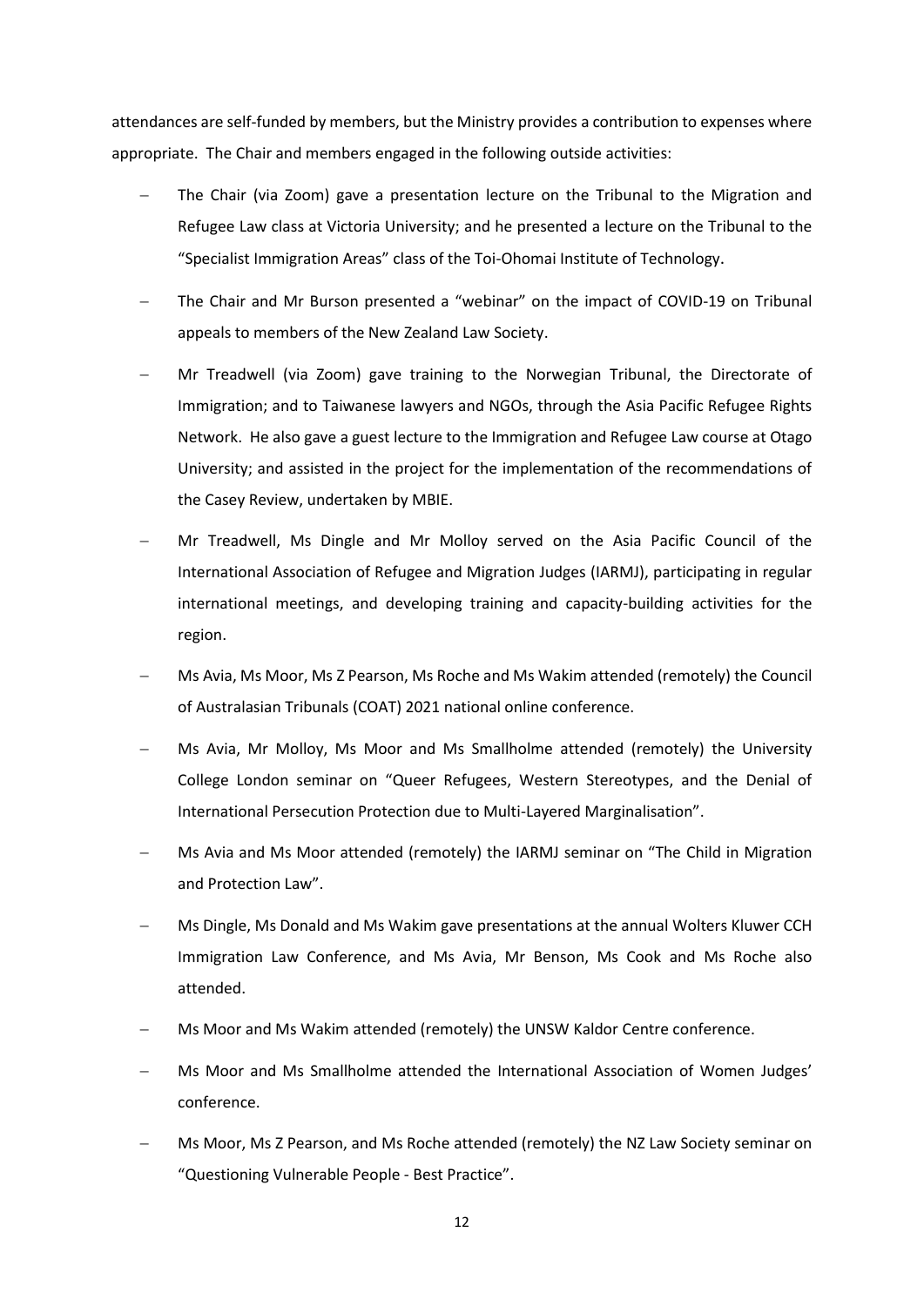attendances are self-funded by members, but the Ministry provides a contribution to expenses where appropriate. The Chair and members engaged in the following outside activities:

- The Chair (via Zoom) gave a presentation lecture on the Tribunal to the Migration and Refugee Law class at Victoria University; and he presented a lecture on the Tribunal to the "Specialist Immigration Areas" class of the Toi-Ohomai Institute of Technology.
- The Chair and Mr Burson presented a "webinar" on the impact of COVID-19 on Tribunal appeals to members of the New Zealand Law Society.
- Mr Treadwell (via Zoom) gave training to the Norwegian Tribunal, the Directorate of Immigration; and to Taiwanese lawyers and NGOs, through the Asia Pacific Refugee Rights Network. He also gave a guest lecture to the Immigration and Refugee Law course at Otago University; and assisted in the project for the implementation of the recommendations of the Casey Review, undertaken by MBIE.
- Mr Treadwell, Ms Dingle and Mr Molloy served on the Asia Pacific Council of the International Association of Refugee and Migration Judges (IARMJ), participating in regular international meetings, and developing training and capacity-building activities for the region.
- Ms Avia, Ms Moor, Ms Z Pearson, Ms Roche and Ms Wakim attended (remotely) the Council of Australasian Tribunals (COAT) 2021 national online conference.
- Ms Avia, Mr Molloy, Ms Moor and Ms Smallholme attended (remotely) the University College London seminar on "Queer Refugees, Western Stereotypes, and the Denial of International Persecution Protection due to Multi-Layered Marginalisation".
- Ms Avia and Ms Moor attended (remotely) the IARMJ seminar on "The Child in Migration and Protection Law".
- Ms Dingle, Ms Donald and Ms Wakim gave presentations at the annual Wolters Kluwer CCH Immigration Law Conference, and Ms Avia, Mr Benson, Ms Cook and Ms Roche also attended.
- Ms Moor and Ms Wakim attended (remotely) the UNSW Kaldor Centre conference.
- Ms Moor and Ms Smallholme attended the International Association of Women Judges' conference.
- Ms Moor, Ms Z Pearson, and Ms Roche attended (remotely) the NZ Law Society seminar on "Questioning Vulnerable People - Best Practice".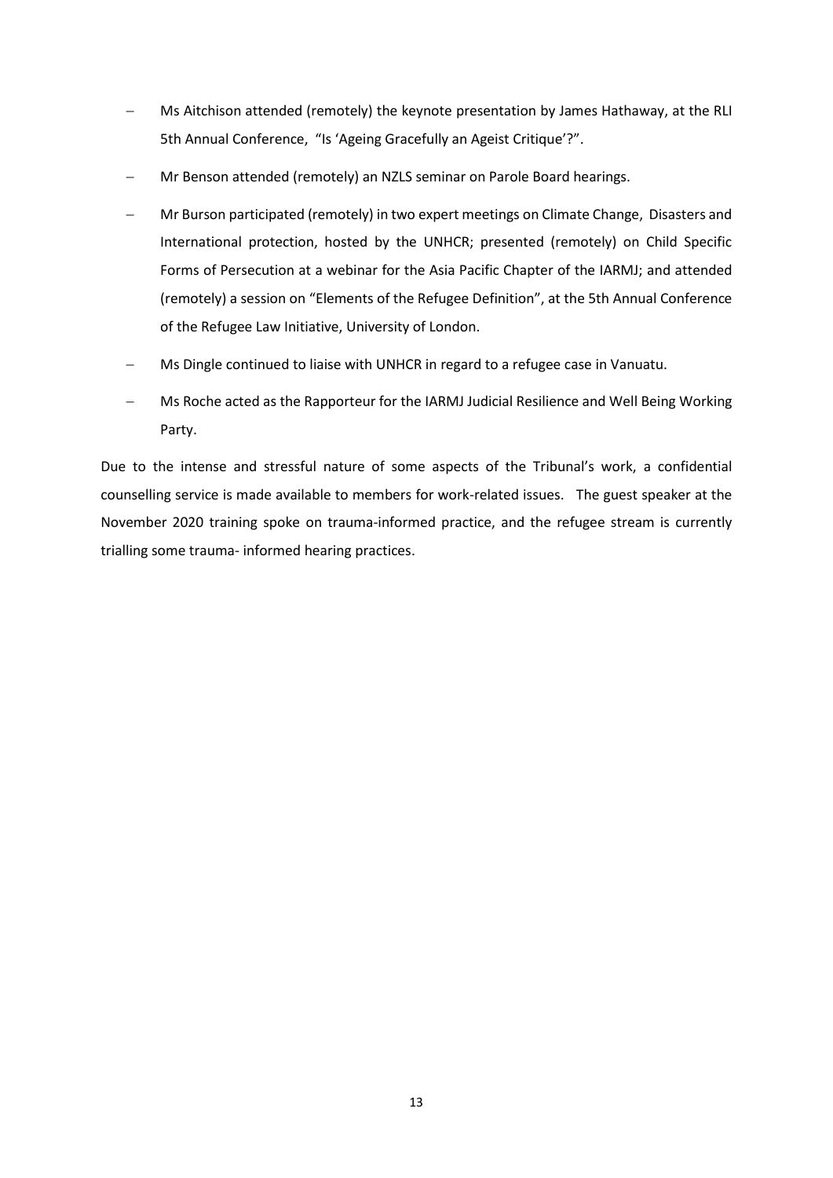- Ms Aitchison attended (remotely) the keynote presentation by James Hathaway, at the RLI 5th Annual Conference, "Is 'Ageing Gracefully an Ageist Critique'?".
- Mr Benson attended (remotely) an NZLS seminar on Parole Board hearings.
- Mr Burson participated (remotely) in two expert meetings on Climate Change, Disasters and International protection, hosted by the UNHCR; presented (remotely) on Child Specific Forms of Persecution at a webinar for the Asia Pacific Chapter of the IARMJ; and attended (remotely) a session on "Elements of the Refugee Definition", at the 5th Annual Conference of the Refugee Law Initiative, University of London.
- Ms Dingle continued to liaise with UNHCR in regard to a refugee case in Vanuatu.
- Ms Roche acted as the Rapporteur for the IARMJ Judicial Resilience and Well Being Working Party.

Due to the intense and stressful nature of some aspects of the Tribunal's work, a confidential counselling service is made available to members for work-related issues. The guest speaker at the November 2020 training spoke on trauma-informed practice, and the refugee stream is currently trialling some trauma- informed hearing practices.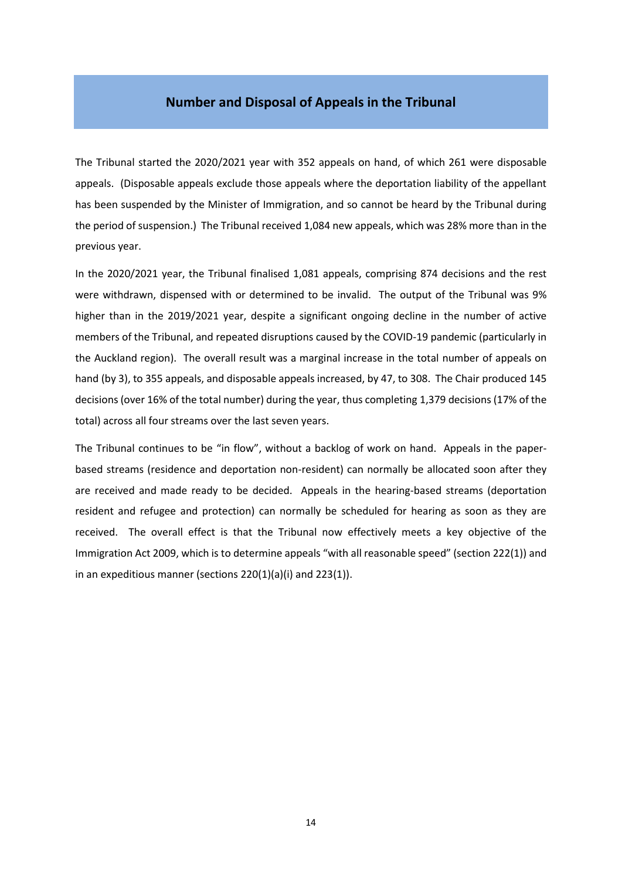## Number and Disposal of Appeals in the Tribunal

The Tribunal started the 2020/2021 year with 352 appeals on hand, of which 261 were disposable appeals. (Disposable appeals exclude those appeals where the deportation liability of the appellant has been suspended by the Minister of Immigration, and so cannot be heard by the Tribunal during the period of suspension.) The Tribunal received 1,084 new appeals, which was 28% more than in the previous year.

In the 2020/2021 year, the Tribunal finalised 1,081 appeals, comprising 874 decisions and the rest were withdrawn, dispensed with or determined to be invalid. The output of the Tribunal was 9% higher than in the 2019/2021 year, despite a significant ongoing decline in the number of active members of the Tribunal, and repeated disruptions caused by the COVID-19 pandemic (particularly in the Auckland region). The overall result was a marginal increase in the total number of appeals on hand (by 3), to 355 appeals, and disposable appeals increased, by 47, to 308. The Chair produced 145 decisions (over 16% of the total number) during the year, thus completing 1,379 decisions (17% of the total) across all four streams over the last seven years.

The Tribunal continues to be "in flow", without a backlog of work on hand. Appeals in the paper-based streams (residence and deportation non-resident) can normally be allocated soon after they are received and made ready to be decided. Appeals in the hearing-based streams (deportation resident and refugee and protection) can normally be scheduled for hearing as soon as they are received. The overall effect is that the Tribunal now effectively meets a key objective of the Immigration Act 2009, which is to determine appeals "with all reasonable speed" (section 222(1)) and in an expeditious manner (sections 220(1)(a)(i) and 223(1)).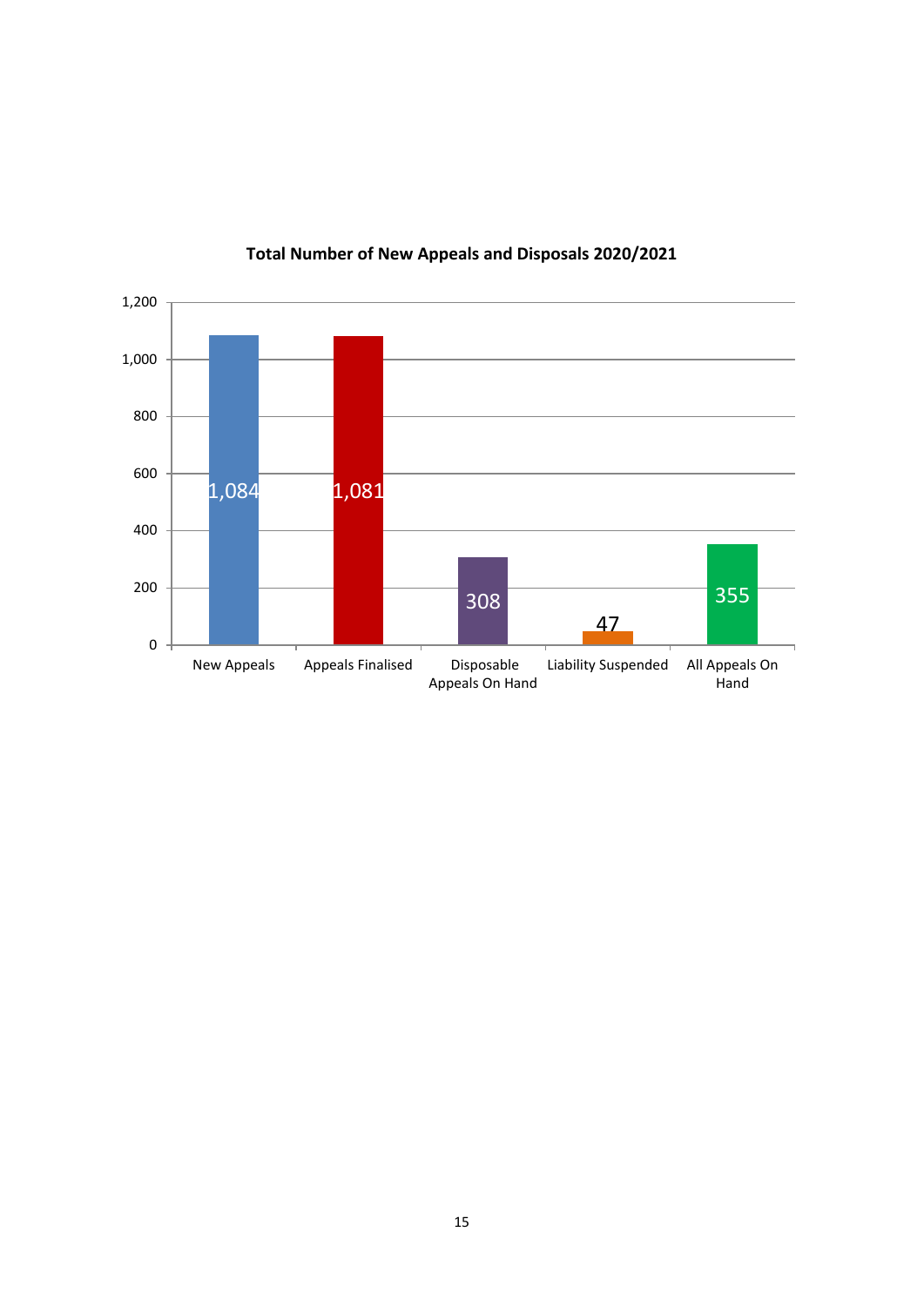**Total Number of New Appeals and Disposals 2020/2021**

| Category | Number |
|---|---|
| New Appeals | 1,084 |
| Appeals Finalised | 1,081 |
| Disposable Appeals On Hand | 308 |
| Liability Suspended | 47 |
| All Appeals On Hand | 355 |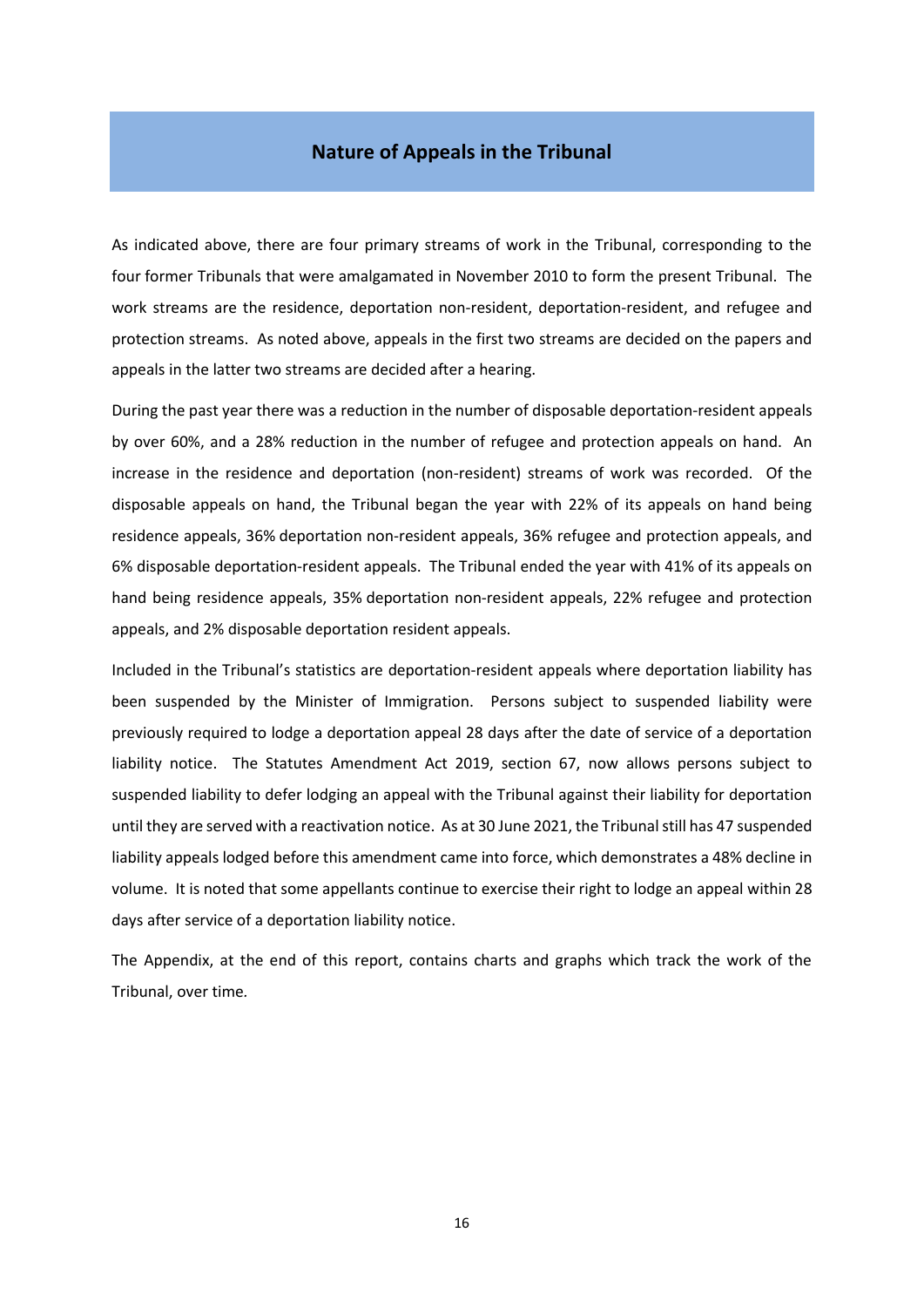## Nature of Appeals in the Tribunal

As indicated above, there are four primary streams of work in the Tribunal, corresponding to the four former Tribunals that were amalgamated in November 2010 to form the present Tribunal. The work streams are the residence, deportation non-resident, deportation-resident, and refugee and protection streams. As noted above, appeals in the first two streams are decided on the papers and appeals in the latter two streams are decided after a hearing.

During the past year there was a reduction in the number of disposable deportation-resident appeals by over 60%, and a 28% reduction in the number of refugee and protection appeals on hand. An increase in the residence and deportation (non-resident) streams of work was recorded. Of the disposable appeals on hand, the Tribunal began the year with 22% of its appeals on hand being residence appeals, 36% deportation non-resident appeals, 36% refugee and protection appeals, and 6% disposable deportation-resident appeals. The Tribunal ended the year with 41% of its appeals on hand being residence appeals, 35% deportation non-resident appeals, 22% refugee and protection appeals, and 2% disposable deportation resident appeals.

Included in the Tribunal's statistics are deportation-resident appeals where deportation liability has been suspended by the Minister of Immigration. Persons subject to suspended liability were previously required to lodge a deportation appeal 28 days after the date of service of a deportation liability notice. The Statutes Amendment Act 2019, section 67, now allows persons subject to suspended liability to defer lodging an appeal with the Tribunal against their liability for deportation until they are served with a reactivation notice. As at 30 June 2021, the Tribunal still has 47 suspended liability appeals lodged before this amendment came into force, which demonstrates a 48% decline in volume. It is noted that some appellants continue to exercise their right to lodge an appeal within 28 days after service of a deportation liability notice.

The Appendix, at the end of this report, contains charts and graphs which track the work of the Tribunal, over time.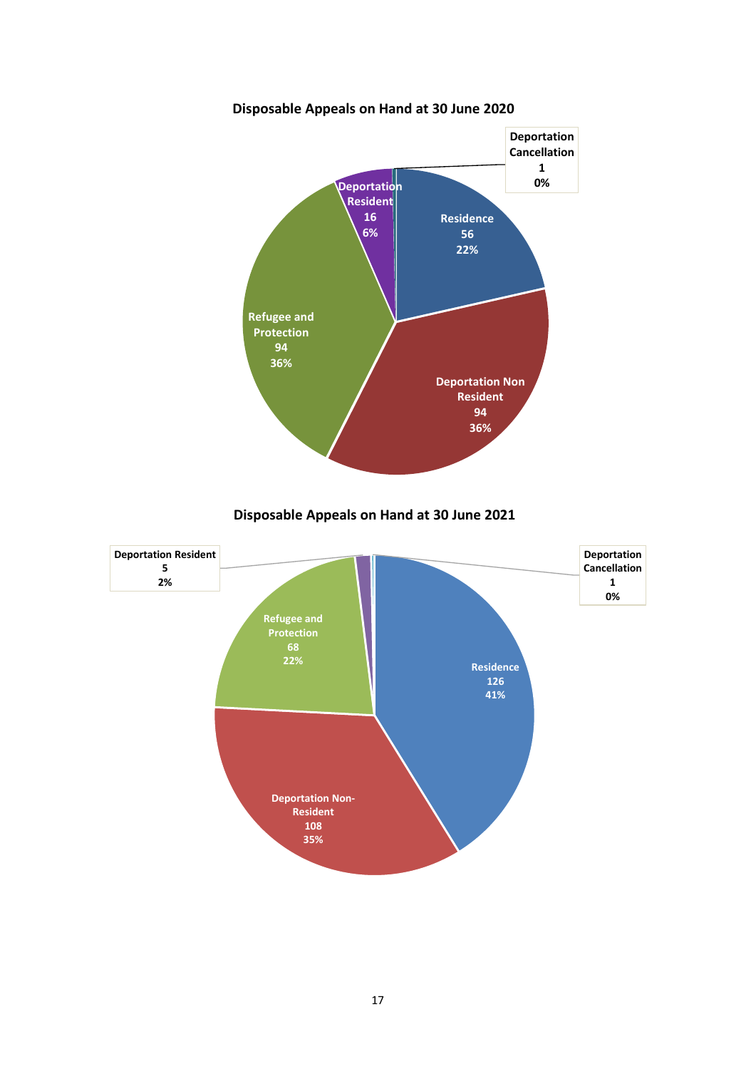**Disposable Appeals on Hand at 30 June 2020**

| Category | Number | Percentage |
|---|---|---|
| Residence | 56 | 22% |
| Deportation Non Resident | 94 | 36% |
| Refugee and Protection | 94 | 36% |
| Deportation Resident | 16 | 6% |
| Deportation Cancellation | 1 | 0% |

**Disposable Appeals on Hand at 30 June 2021**

| Category | Number | Percentage |
|---|---|---|
| Residence | 126 | 41% |
| Deportation Non-Resident | 108 | 35% |
| Refugee and Protection | 68 | 22% |
| Deportation Resident | 5 | 2% |
| Deportation Cancellation | 1 | 0% |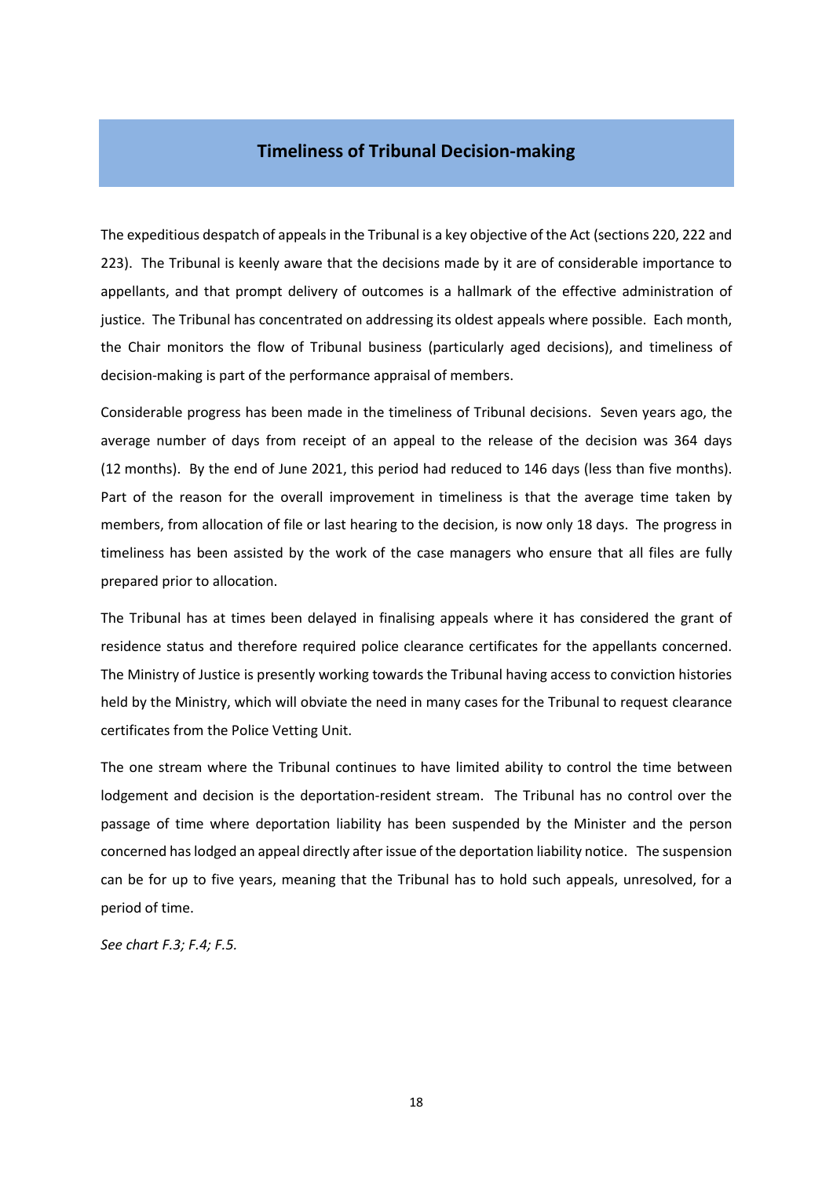## Timeliness of Tribunal Decision-making

The expeditious despatch of appeals in the Tribunal is a key objective of the Act (sections 220, 222 and 223). The Tribunal is keenly aware that the decisions made by it are of considerable importance to appellants, and that prompt delivery of outcomes is a hallmark of the effective administration of justice. The Tribunal has concentrated on addressing its oldest appeals where possible. Each month, the Chair monitors the flow of Tribunal business (particularly aged decisions), and timeliness of decision-making is part of the performance appraisal of members.

Considerable progress has been made in the timeliness of Tribunal decisions. Seven years ago, the average number of days from receipt of an appeal to the release of the decision was 364 days (12 months). By the end of June 2021, this period had reduced to 146 days (less than five months). Part of the reason for the overall improvement in timeliness is that the average time taken by members, from allocation of file or last hearing to the decision, is now only 18 days. The progress in timeliness has been assisted by the work of the case managers who ensure that all files are fully prepared prior to allocation.

The Tribunal has at times been delayed in finalising appeals where it has considered the grant of residence status and therefore required police clearance certificates for the appellants concerned. The Ministry of Justice is presently working towards the Tribunal having access to conviction histories held by the Ministry, which will obviate the need in many cases for the Tribunal to request clearance certificates from the Police Vetting Unit.

The one stream where the Tribunal continues to have limited ability to control the time between lodgement and decision is the deportation-resident stream. The Tribunal has no control over the passage of time where deportation liability has been suspended by the Minister and the person concerned has lodged an appeal directly after issue of the deportation liability notice. The suspension can be for up to five years, meaning that the Tribunal has to hold such appeals, unresolved, for a period of time.

*See chart F.3; F.4; F.5.*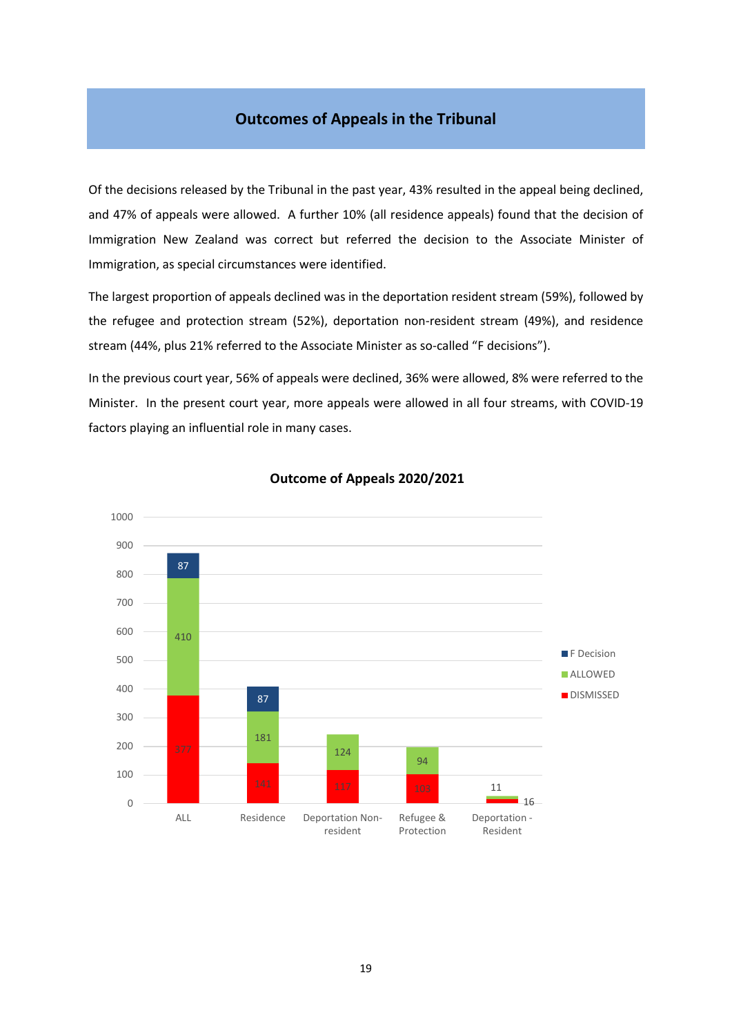## Outcomes of Appeals in the Tribunal

Of the decisions released by the Tribunal in the past year, 43% resulted in the appeal being declined, and 47% of appeals were allowed. A further 10% (all residence appeals) found that the decision of Immigration New Zealand was correct but referred the decision to the Associate Minister of Immigration, as special circumstances were identified.

The largest proportion of appeals declined was in the deportation resident stream (59%), followed by the refugee and protection stream (52%), deportation non-resident stream (49%), and residence stream (44%, plus 21% referred to the Associate Minister as so-called "F decisions").

In the previous court year, 56% of appeals were declined, 36% were allowed, 8% were referred to the Minister. In the present court year, more appeals were allowed in all four streams, with COVID-19 factors playing an influential role in many cases.

**Outcome of Appeals 2020/2021**

| | ALL | Residence | Deportation Non-resident | Refugee & Protection | Deportation - Resident |
|---|---|---|---|---|---|
| F Decision | 87 | 87 | | | |
| ALLOWED | 410 | 181 | 124 | 94 | 11 |
| DISMISSED | 377 | 141 | 117 | 103 | 16 |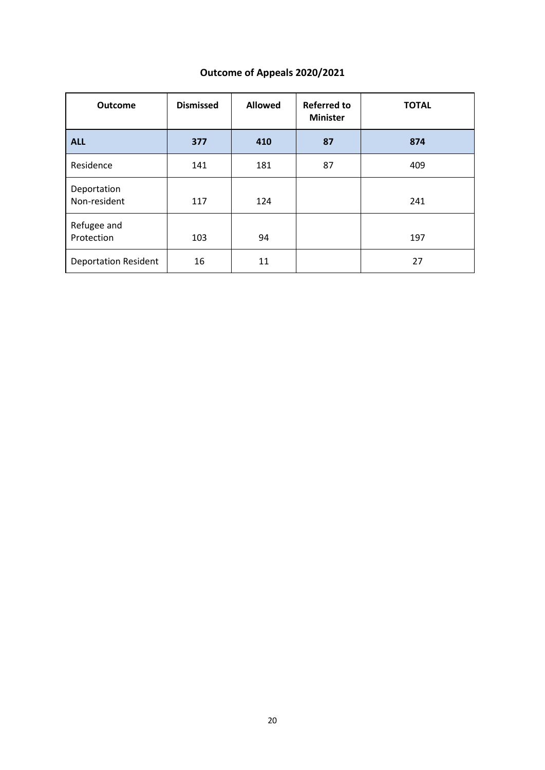## Outcome of Appeals 2020/2021

| Outcome | Dismissed | Allowed | Referred to Minister | TOTAL |
|---|---|---|---|---|
| **ALL** | **377** | **410** | **87** | **874** |
| Residence | 141 | 181 | 87 | 409 |
| Deportation Non-resident | 117 | 124 | | 241 |
| Refugee and Protection | 103 | 94 | | 197 |
| Deportation Resident | 16 | 11 | | 27 |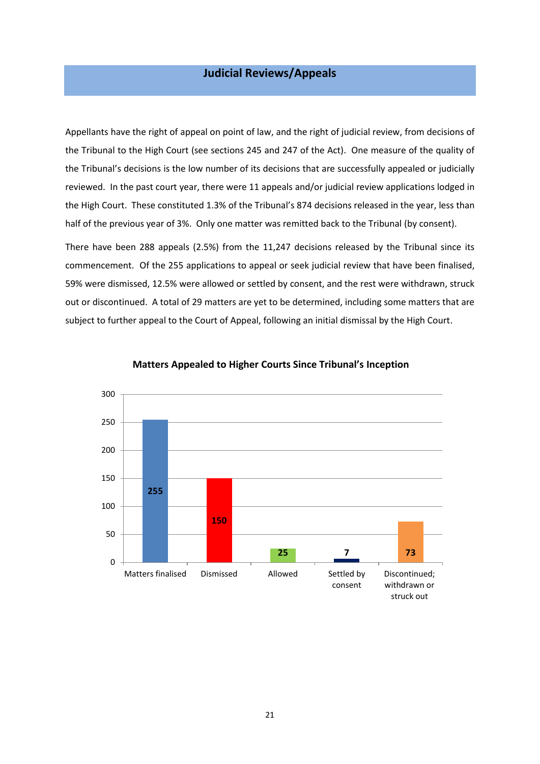## Judicial Reviews/Appeals

Appellants have the right of appeal on point of law, and the right of judicial review, from decisions of the Tribunal to the High Court (see sections 245 and 247 of the Act). One measure of the quality of the Tribunal's decisions is the low number of its decisions that are successfully appealed or judicially reviewed. In the past court year, there were 11 appeals and/or judicial review applications lodged in the High Court. These constituted 1.3% of the Tribunal's 874 decisions released in the year, less than half of the previous year of 3%. Only one matter was remitted back to the Tribunal (by consent).

There have been 288 appeals (2.5%) from the 11,247 decisions released by the Tribunal since its commencement. Of the 255 applications to appeal or seek judicial review that have been finalised, 59% were dismissed, 12.5% were allowed or settled by consent, and the rest were withdrawn, struck out or discontinued. A total of 29 matters are yet to be determined, including some matters that are subject to further appeal to the Court of Appeal, following an initial dismissal by the High Court.

**Matters Appealed to Higher Courts Since Tribunal's Inception**

| Category | Number |
| --- | --- |
| Matters finalised | 255 |
| Dismissed | 150 |
| Allowed | 25 |
| Settled by consent | 7 |
| Discontinued; withdrawn or struck out | 73 |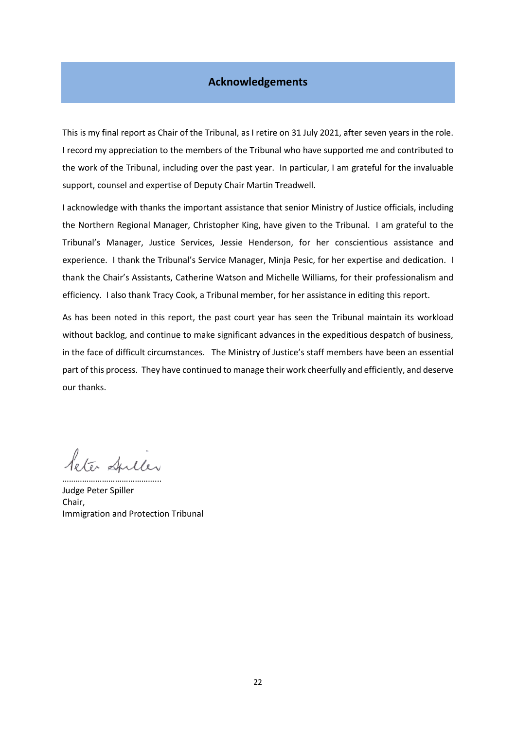## Acknowledgements

This is my final report as Chair of the Tribunal, as I retire on 31 July 2021, after seven years in the role. I record my appreciation to the members of the Tribunal who have supported me and contributed to the work of the Tribunal, including over the past year. In particular, I am grateful for the invaluable support, counsel and expertise of Deputy Chair Martin Treadwell.

I acknowledge with thanks the important assistance that senior Ministry of Justice officials, including the Northern Regional Manager, Christopher King, have given to the Tribunal. I am grateful to the Tribunal's Manager, Justice Services, Jessie Henderson, for her conscientious assistance and experience. I thank the Tribunal's Service Manager, Minja Pesic, for her expertise and dedication. I thank the Chair's Assistants, Catherine Watson and Michelle Williams, for their professionalism and efficiency. I also thank Tracy Cook, a Tribunal member, for her assistance in editing this report.

As has been noted in this report, the past court year has seen the Tribunal maintain its workload without backlog, and continue to make significant advances in the expeditious despatch of business, in the face of difficult circumstances. The Ministry of Justice's staff members have been an essential part of this process. They have continued to manage their work cheerfully and efficiently, and deserve our thanks.

……………………………………..

Judge Peter Spiller
Chair,
Immigration and Protection Tribunal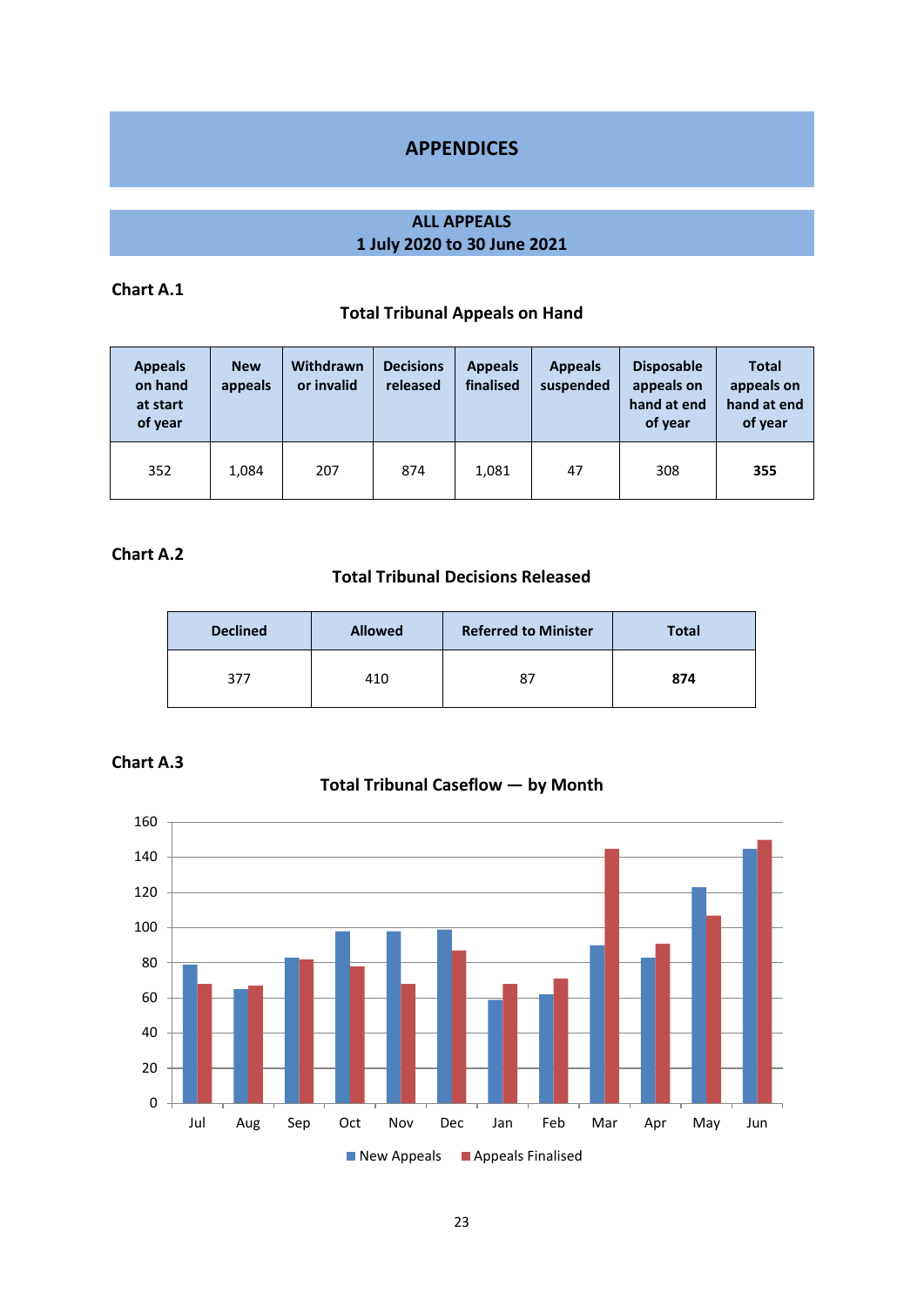# APPENDICES

## ALL APPEALS
## 1 July 2020 to 30 June 2021

**Chart A.1**

**Total Tribunal Appeals on Hand**

| Appeals on hand at start of year | New appeals | Withdrawn or invalid | Decisions released | Appeals finalised | Appeals suspended | Disposable appeals on hand at end of year | Total appeals on hand at end of year |
|---|---|---|---|---|---|---|---|
| 352 | 1,084 | 207 | 874 | 1,081 | 47 | 308 | **355** |

**Chart A.2**

**Total Tribunal Decisions Released**

| Declined | Allowed | Referred to Minister | Total |
|---|---|---|---|
| 377 | 410 | 87 | **874** |

**Chart A.3**

**Total Tribunal Caseflow — by Month**

| Month | New Appeals | Appeals Finalised |
|---|---|---|
| Jul | 79 | 68 |
| Aug | 65 | 67 |
| Sep | 83 | 82 |
| Oct | 98 | 78 |
| Nov | 98 | 68 |
| Dec | 99 | 87 |
| Jan | 59 | 68 |
| Feb | 62 | 71 |
| Mar | 90 | 145 |
| Apr | 83 | 91 |
| May | 123 | 107 |
| Jun | 145 | 150 |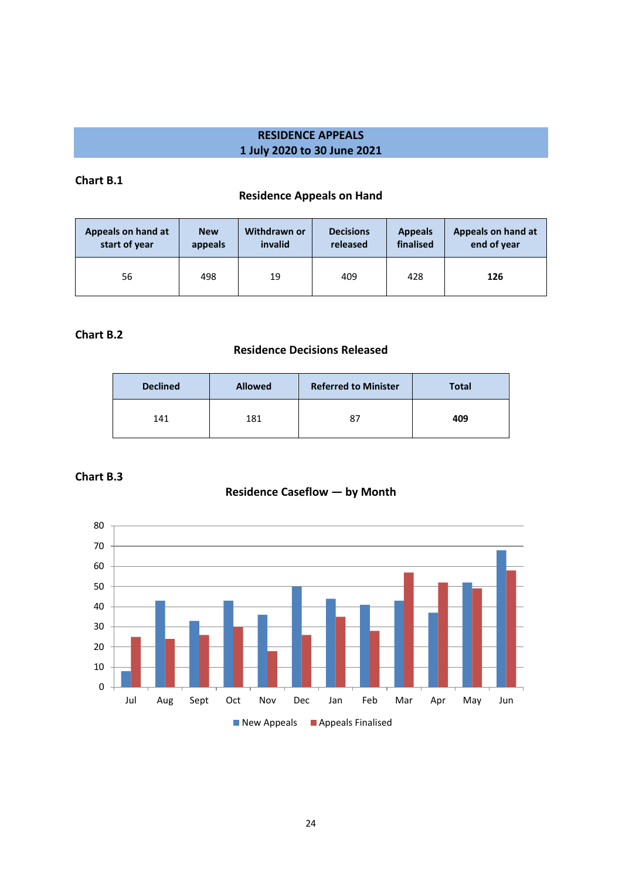# RESIDENCE APPEALS
## 1 July 2020 to 30 June 2021

**Chart B.1**

### Residence Appeals on Hand

| Appeals on hand at start of year | New appeals | Withdrawn or invalid | Decisions released | Appeals finalised | Appeals on hand at end of year |
|---|---|---|---|---|---|
| 56 | 498 | 19 | 409 | 428 | **126** |

**Chart B.2**

### Residence Decisions Released

| Declined | Allowed | Referred to Minister | Total |
|---|---|---|---|
| 141 | 181 | 87 | **409** |

**Chart B.3**

### Residence Caseflow — by Month

| Month | New Appeals | Appeals Finalised |
|---|---|---|
| Jul | 8 | 25 |
| Aug | 43 | 24 |
| Sept | 33 | 26 |
| Oct | 43 | 30 |
| Nov | 36 | 18 |
| Dec | 50 | 26 |
| Jan | 44 | 35 |
| Feb | 41 | 28 |
| Mar | 43 | 57 |
| Apr | 37 | 52 |
| May | 52 | 49 |
| Jun | 68 | 58 |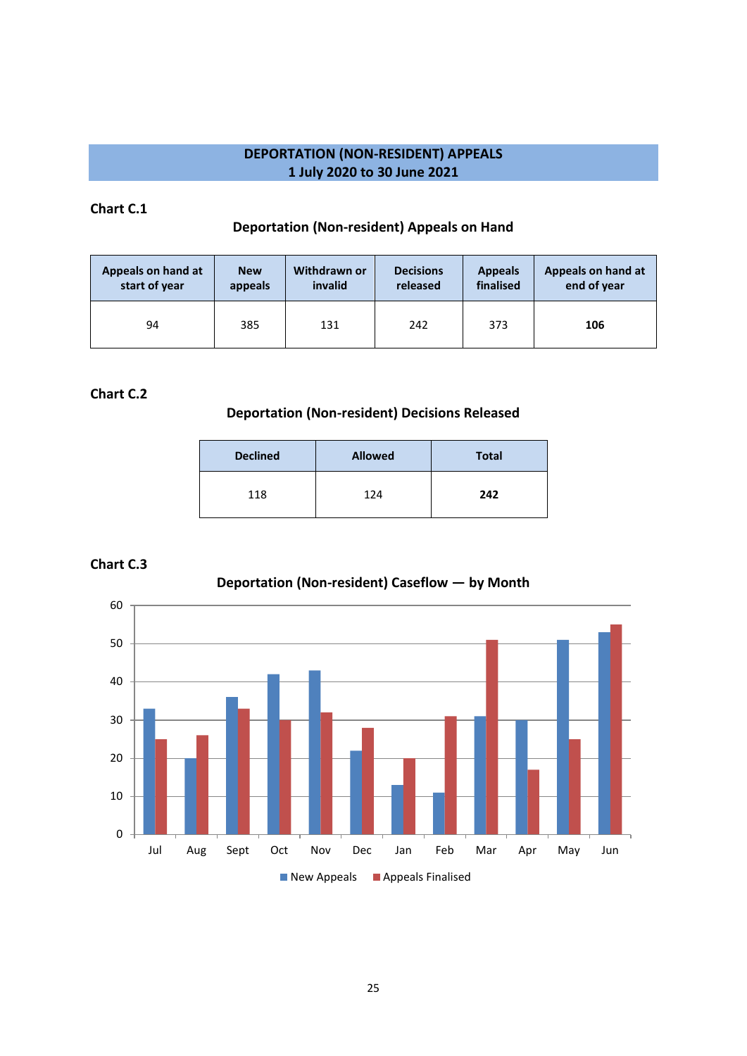## DEPORTATION (NON-RESIDENT) APPEALS
## 1 July 2020 to 30 June 2021

**Chart C.1**

### Deportation (Non-resident) Appeals on Hand

| Appeals on hand at start of year | New appeals | Withdrawn or invalid | Decisions released | Appeals finalised | Appeals on hand at end of year |
|---|---|---|---|---|---|
| 94 | 385 | 131 | 242 | 373 | **106** |

**Chart C.2**

### Deportation (Non-resident) Decisions Released

| Declined | Allowed | Total |
|---|---|---|
| 118 | 124 | **242** |

**Chart C.3**

### Deportation (Non-resident) Caseflow — by Month

| Month | New Appeals | Appeals Finalised |
|---|---|---|
| Jul | 33 | 25 |
| Aug | 20 | 26 |
| Sept | 36 | 33 |
| Oct | 42 | 30 |
| Nov | 43 | 32 |
| Dec | 22 | 28 |
| Jan | 13 | 20 |
| Feb | 11 | 31 |
| Mar | 31 | 51 |
| Apr | 30 | 17 |
| May | 51 | 25 |
| Jun | 53 | 55 |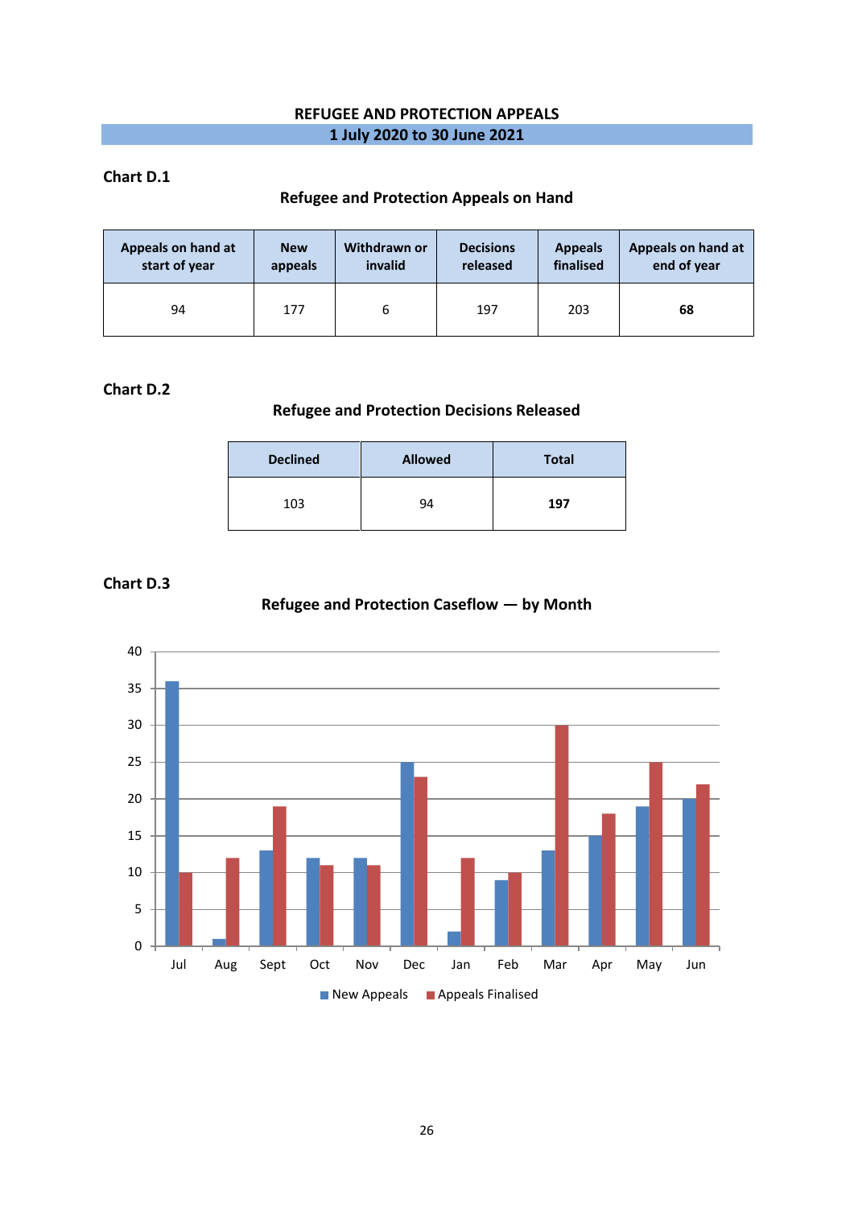# REFUGEE AND PROTECTION APPEALS

## 1 July 2020 to 30 June 2021

**Chart D.1**

### Refugee and Protection Appeals on Hand

| Appeals on hand at start of year | New appeals | Withdrawn or invalid | Decisions released | Appeals finalised | Appeals on hand at end of year |
|---|---|---|---|---|---|
| 94 | 177 | 6 | 197 | 203 | **68** |

**Chart D.2**

### Refugee and Protection Decisions Released

| Declined | Allowed | Total |
|---|---|---|
| 103 | 94 | **197** |

**Chart D.3**

### Refugee and Protection Caseflow — by Month

| Month | New Appeals | Appeals Finalised |
|---|---|---|
| Jul | 36 | 10 |
| Aug | 1 | 12 |
| Sept | 13 | 19 |
| Oct | 12 | 11 |
| Nov | 12 | 11 |
| Dec | 25 | 23 |
| Jan | 2 | 12 |
| Feb | 9 | 10 |
| Mar | 13 | 30 |
| Apr | 15 | 18 |
| May | 19 | 25 |
| Jun | 20 | 22 |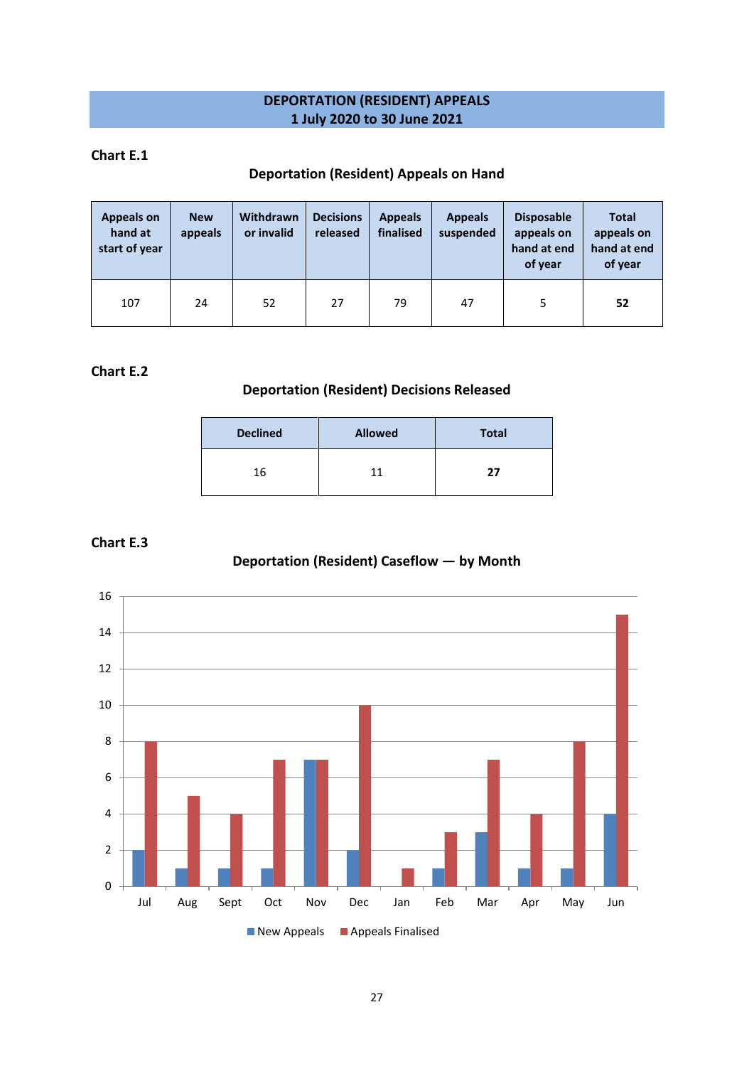# DEPORTATION (RESIDENT) APPEALS
## 1 July 2020 to 30 June 2021

### Chart E.1

**Deportation (Resident) Appeals on Hand**

| Appeals on hand at start of year | New appeals | Withdrawn or invalid | Decisions released | Appeals finalised | Appeals suspended | Disposable appeals on hand at end of year | Total appeals on hand at end of year |
|---|---|---|---|---|---|---|---|
| 107 | 24 | 52 | 27 | 79 | 47 | 5 | **52** |

### Chart E.2

**Deportation (Resident) Decisions Released**

| Declined | Allowed | Total |
|---|---|---|
| 16 | 11 | **27** |

### Chart E.3

**Deportation (Resident) Caseflow — by Month**

| Month | New Appeals | Appeals Finalised |
|---|---|---|
| Jul | 2 | 8 |
| Aug | 1 | 5 |
| Sept | 1 | 4 |
| Oct | 1 | 7 |
| Nov | 7 | 7 |
| Dec | 2 | 10 |
| Jan | 0 | 1 |
| Feb | 1 | 3 |
| Mar | 3 | 7 |
| Apr | 1 | 4 |
| May | 1 | 8 |
| Jun | 4 | 15 |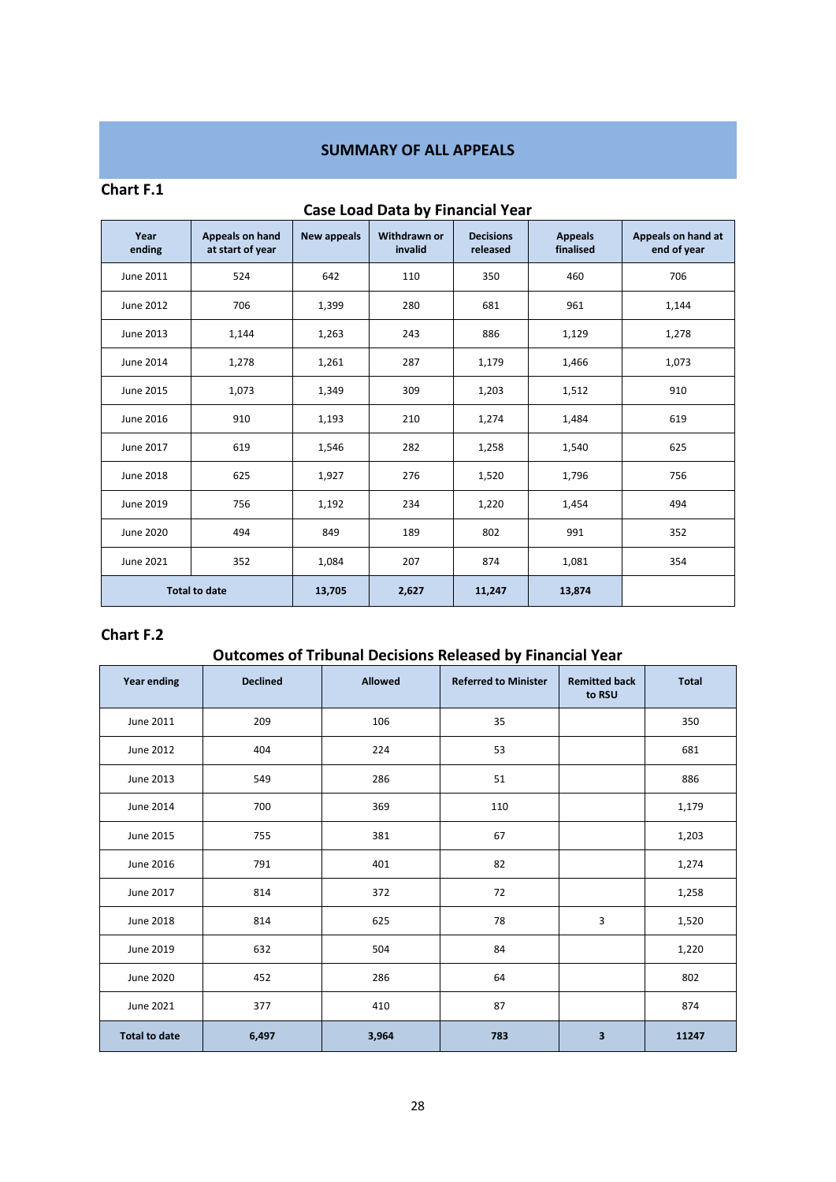## SUMMARY OF ALL APPEALS

### Chart F.1

**Case Load Data by Financial Year**

| Year ending | Appeals on hand at start of year | New appeals | Withdrawn or invalid | Decisions released | Appeals finalised | Appeals on hand at end of year |
|---|---|---|---|---|---|---|
| June 2011 | 524 | 642 | 110 | 350 | 460 | 706 |
| June 2012 | 706 | 1,399 | 280 | 681 | 961 | 1,144 |
| June 2013 | 1,144 | 1,263 | 243 | 886 | 1,129 | 1,278 |
| June 2014 | 1,278 | 1,261 | 287 | 1,179 | 1,466 | 1,073 |
| June 2015 | 1,073 | 1,349 | 309 | 1,203 | 1,512 | 910 |
| June 2016 | 910 | 1,193 | 210 | 1,274 | 1,484 | 619 |
| June 2017 | 619 | 1,546 | 282 | 1,258 | 1,540 | 625 |
| June 2018 | 625 | 1,927 | 276 | 1,520 | 1,796 | 756 |
| June 2019 | 756 | 1,192 | 234 | 1,220 | 1,454 | 494 |
| June 2020 | 494 | 849 | 189 | 802 | 991 | 352 |
| June 2021 | 352 | 1,084 | 207 | 874 | 1,081 | 354 |
| **Total to date** | | **13,705** | **2,627** | **11,247** | **13,874** | |

### Chart F.2

**Outcomes of Tribunal Decisions Released by Financial Year**

| Year ending | Declined | Allowed | Referred to Minister | Remitted back to RSU | Total |
|---|---|---|---|---|---|
| June 2011 | 209 | 106 | 35 | | 350 |
| June 2012 | 404 | 224 | 53 | | 681 |
| June 2013 | 549 | 286 | 51 | | 886 |
| June 2014 | 700 | 369 | 110 | | 1,179 |
| June 2015 | 755 | 381 | 67 | | 1,203 |
| June 2016 | 791 | 401 | 82 | | 1,274 |
| June 2017 | 814 | 372 | 72 | | 1,258 |
| June 2018 | 814 | 625 | 78 | 3 | 1,520 |
| June 2019 | 632 | 504 | 84 | | 1,220 |
| June 2020 | 452 | 286 | 64 | | 802 |
| June 2021 | 377 | 410 | 87 | | 874 |
| **Total to date** | **6,497** | **3,964** | **783** | **3** | **11247** |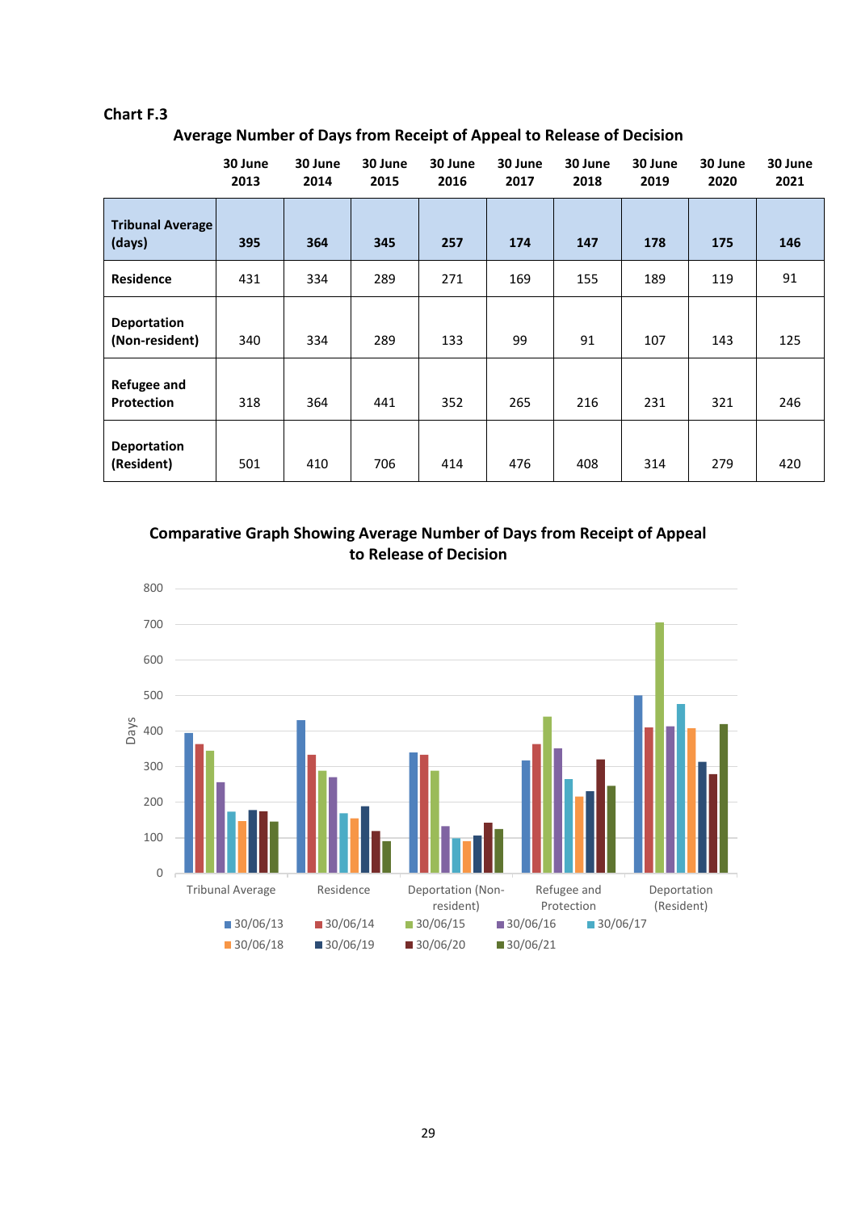**Chart F.3**

### Average Number of Days from Receipt of Appeal to Release of Decision

| | 30 June 2013 | 30 June 2014 | 30 June 2015 | 30 June 2016 | 30 June 2017 | 30 June 2018 | 30 June 2019 | 30 June 2020 | 30 June 2021 |
|---|---|---|---|---|---|---|---|---|---|
| **Tribunal Average (days)** | **395** | **364** | **345** | **257** | **174** | **147** | **178** | **175** | **146** |
| **Residence** | 431 | 334 | 289 | 271 | 169 | 155 | 189 | 119 | 91 |
| **Deportation (Non-resident)** | 340 | 334 | 289 | 133 | 99 | 91 | 107 | 143 | 125 |
| **Refugee and Protection** | 318 | 364 | 441 | 352 | 265 | 216 | 231 | 321 | 246 |
| **Deportation (Resident)** | 501 | 410 | 706 | 414 | 476 | 408 | 314 | 279 | 420 |

### Comparative Graph Showing Average Number of Days from Receipt of Appeal to Release of Decision

Days: 0, 100, 200, 300, 400, 500, 600, 700, 800

Tribunal Average | Residence | Deportation (Non-resident) | Refugee and Protection | Deportation (Resident)

30/06/13 | 30/06/14 | 30/06/15 | 30/06/16 | 30/06/17 | 30/06/18 | 30/06/19 | 30/06/20 | 30/06/21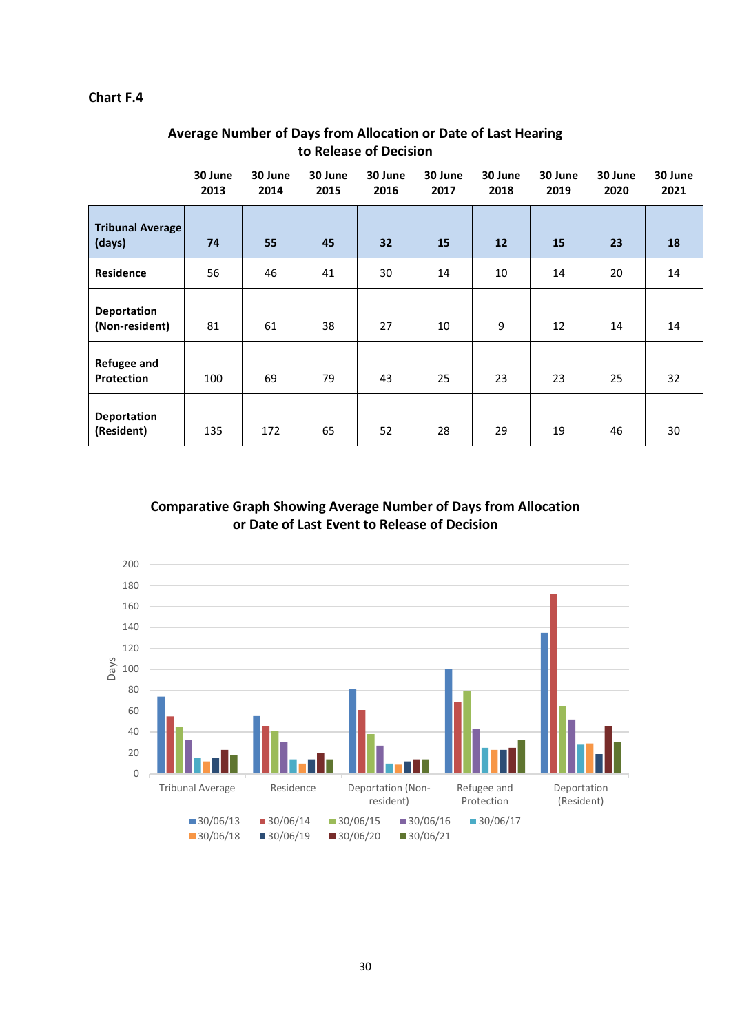**Chart F.4**

**Average Number of Days from Allocation or Date of Last Hearing to Release of Decision**

| | 30 June 2013 | 30 June 2014 | 30 June 2015 | 30 June 2016 | 30 June 2017 | 30 June 2018 | 30 June 2019 | 30 June 2020 | 30 June 2021 |
|---|---|---|---|---|---|---|---|---|---|
| **Tribunal Average (days)** | **74** | **55** | **45** | **32** | **15** | **12** | **15** | **23** | **18** |
| **Residence** | 56 | 46 | 41 | 30 | 14 | 10 | 14 | 20 | 14 |
| **Deportation (Non-resident)** | 81 | 61 | 38 | 27 | 10 | 9 | 12 | 14 | 14 |
| **Refugee and Protection** | 100 | 69 | 79 | 43 | 25 | 23 | 23 | 25 | 32 |
| **Deportation (Resident)** | 135 | 172 | 65 | 52 | 28 | 29 | 19 | 46 | 30 |

**Comparative Graph Showing Average Number of Days from Allocation or Date of Last Event to Release of Decision**

Days: 0, 20, 40, 60, 80, 100, 120, 140, 160, 180, 200

Tribunal Average | Residence | Deportation (Non-resident) | Refugee and Protection | Deportation (Resident)

30/06/13 | 30/06/14 | 30/06/15 | 30/06/16 | 30/06/17 | 30/06/18 | 30/06/19 | 30/06/20 | 30/06/21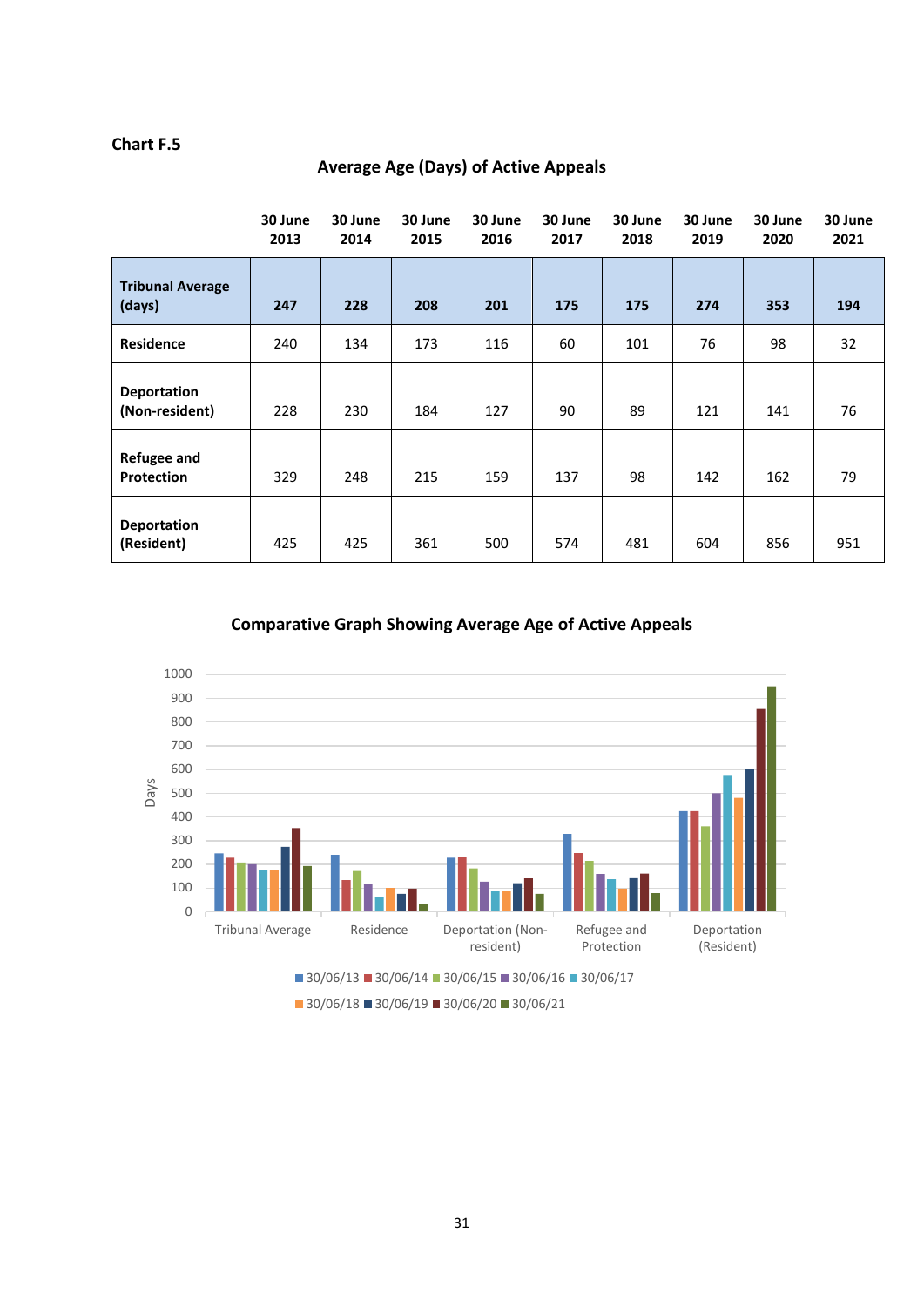**Chart F.5**

## Average Age (Days) of Active Appeals

| | 30 June 2013 | 30 June 2014 | 30 June 2015 | 30 June 2016 | 30 June 2017 | 30 June 2018 | 30 June 2019 | 30 June 2020 | 30 June 2021 |
|---|---|---|---|---|---|---|---|---|---|
| **Tribunal Average (days)** | **247** | **228** | **208** | **201** | **175** | **175** | **274** | **353** | **194** |
| **Residence** | 240 | 134 | 173 | 116 | 60 | 101 | 76 | 98 | 32 |
| **Deportation (Non-resident)** | 228 | 230 | 184 | 127 | 90 | 89 | 121 | 141 | 76 |
| **Refugee and Protection** | 329 | 248 | 215 | 159 | 137 | 98 | 142 | 162 | 79 |
| **Deportation (Resident)** | 425 | 425 | 361 | 500 | 574 | 481 | 604 | 856 | 951 |

## Comparative Graph Showing Average Age of Active Appeals

Days

Tribunal Average | Residence | Deportation (Non-resident) | Refugee and Protection | Deportation (Resident)

30/06/13 | 30/06/14 | 30/06/15 | 30/06/16 | 30/06/17 | 30/06/18 | 30/06/19 | 30/06/20 | 30/06/21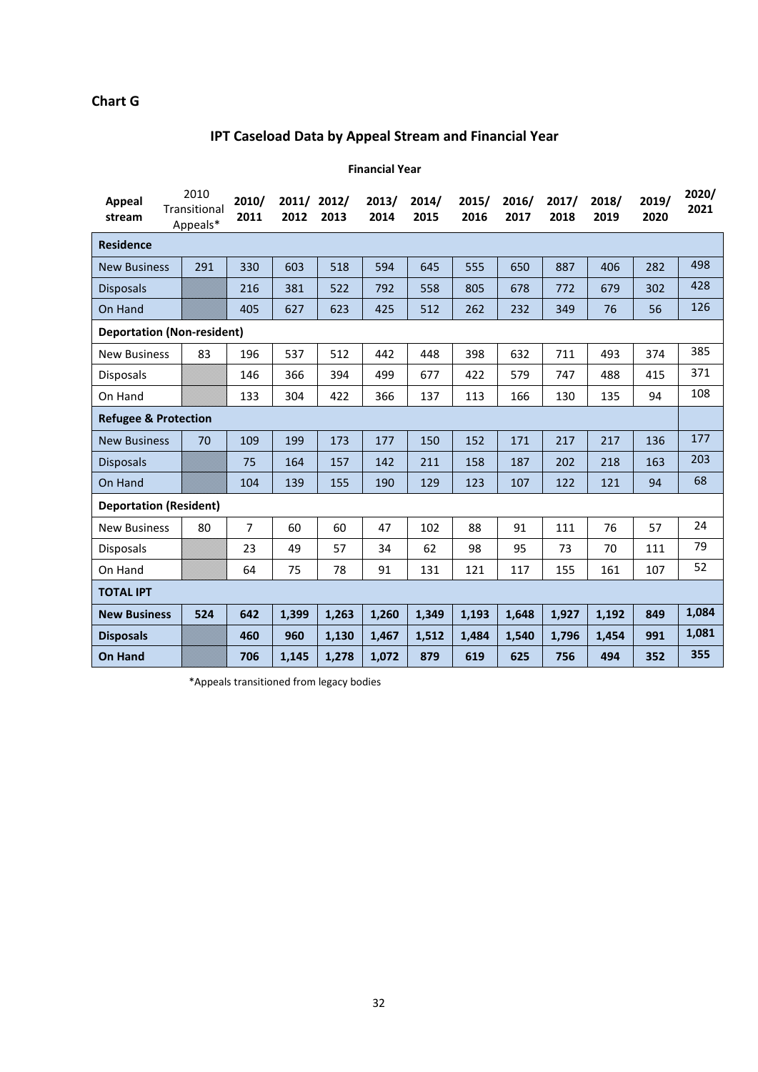## Chart G

### IPT Caseload Data by Appeal Stream and Financial Year

| Appeal stream | 2010 Transitional Appeals* | 2010/ 2011 | 2011/ 2012 | 2012/ 2013 | 2013/ 2014 | 2014/ 2015 | 2015/ 2016 | 2016/ 2017 | 2017/ 2018 | 2018/ 2019 | 2019/ 2020 | 2020/ 2021 |
|---|---|---|---|---|---|---|---|---|---|---|---|---|
| | | Financial Year | | | | | | | | | | |
| **Residence** | | | | | | | | | | | | |
| New Business | 291 | 330 | 603 | 518 | 594 | 645 | 555 | 650 | 887 | 406 | 282 | 498 |
| Disposals | | 216 | 381 | 522 | 792 | 558 | 805 | 678 | 772 | 679 | 302 | 428 |
| On Hand | | 405 | 627 | 623 | 425 | 512 | 262 | 232 | 349 | 76 | 56 | 126 |
| **Deportation (Non-resident)** | | | | | | | | | | | | |
| New Business | 83 | 196 | 537 | 512 | 442 | 448 | 398 | 632 | 711 | 493 | 374 | 385 |
| Disposals | | 146 | 366 | 394 | 499 | 677 | 422 | 579 | 747 | 488 | 415 | 371 |
| On Hand | | 133 | 304 | 422 | 366 | 137 | 113 | 166 | 130 | 135 | 94 | 108 |
| **Refugee & Protection** | | | | | | | | | | | | |
| New Business | 70 | 109 | 199 | 173 | 177 | 150 | 152 | 171 | 217 | 217 | 136 | 177 |
| Disposals | | 75 | 164 | 157 | 142 | 211 | 158 | 187 | 202 | 218 | 163 | 203 |
| On Hand | | 104 | 139 | 155 | 190 | 129 | 123 | 107 | 122 | 121 | 94 | 68 |
| **Deportation (Resident)** | | | | | | | | | | | | |
| New Business | 80 | 7 | 60 | 60 | 47 | 102 | 88 | 91 | 111 | 76 | 57 | 24 |
| Disposals | | 23 | 49 | 57 | 34 | 62 | 98 | 95 | 73 | 70 | 111 | 79 |
| On Hand | | 64 | 75 | 78 | 91 | 131 | 121 | 117 | 155 | 161 | 107 | 52 |
| **TOTAL IPT** | | | | | | | | | | | | |
| **New Business** | **524** | **642** | **1,399** | **1,263** | **1,260** | **1,349** | **1,193** | **1,648** | **1,927** | **1,192** | **849** | **1,084** |
| **Disposals** | | **460** | **960** | **1,130** | **1,467** | **1,512** | **1,484** | **1,540** | **1,796** | **1,454** | **991** | **1,081** |
| **On Hand** | | **706** | **1,145** | **1,278** | **1,072** | **879** | **619** | **625** | **756** | **494** | **352** | **355** |

*Appeals transitioned from legacy bodies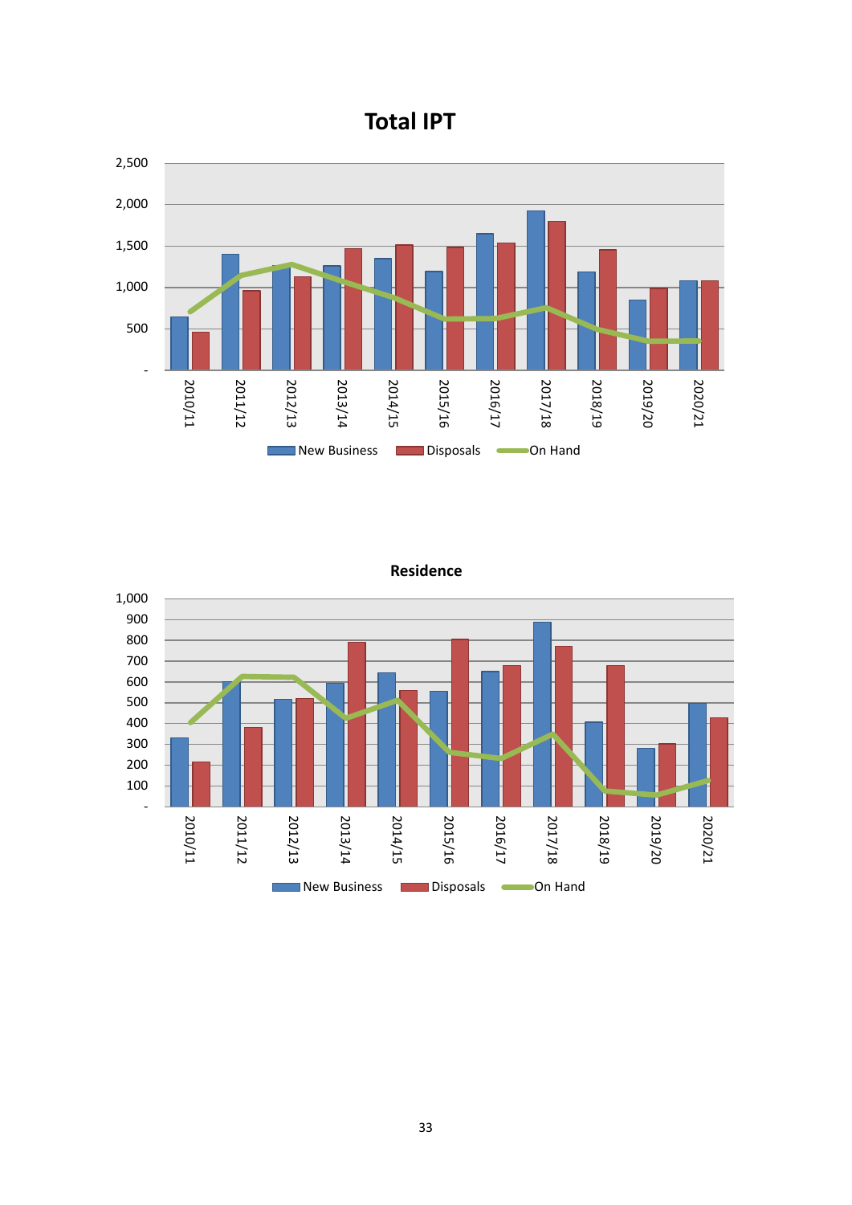## Total IPT

2,500
2,000
1,500
1,000
500
-

2010/11 2011/12 2012/13 2013/14 2014/15 2015/16 2016/17 2017/18 2018/19 2019/20 2020/21

New Business Disposals On Hand

## Residence

1,000
900
800
700
600
500
400
300
200
100
-

2010/11 2011/12 2012/13 2013/14 2014/15 2015/16 2016/17 2017/18 2018/19 2019/20 2020/21

New Business Disposals On Hand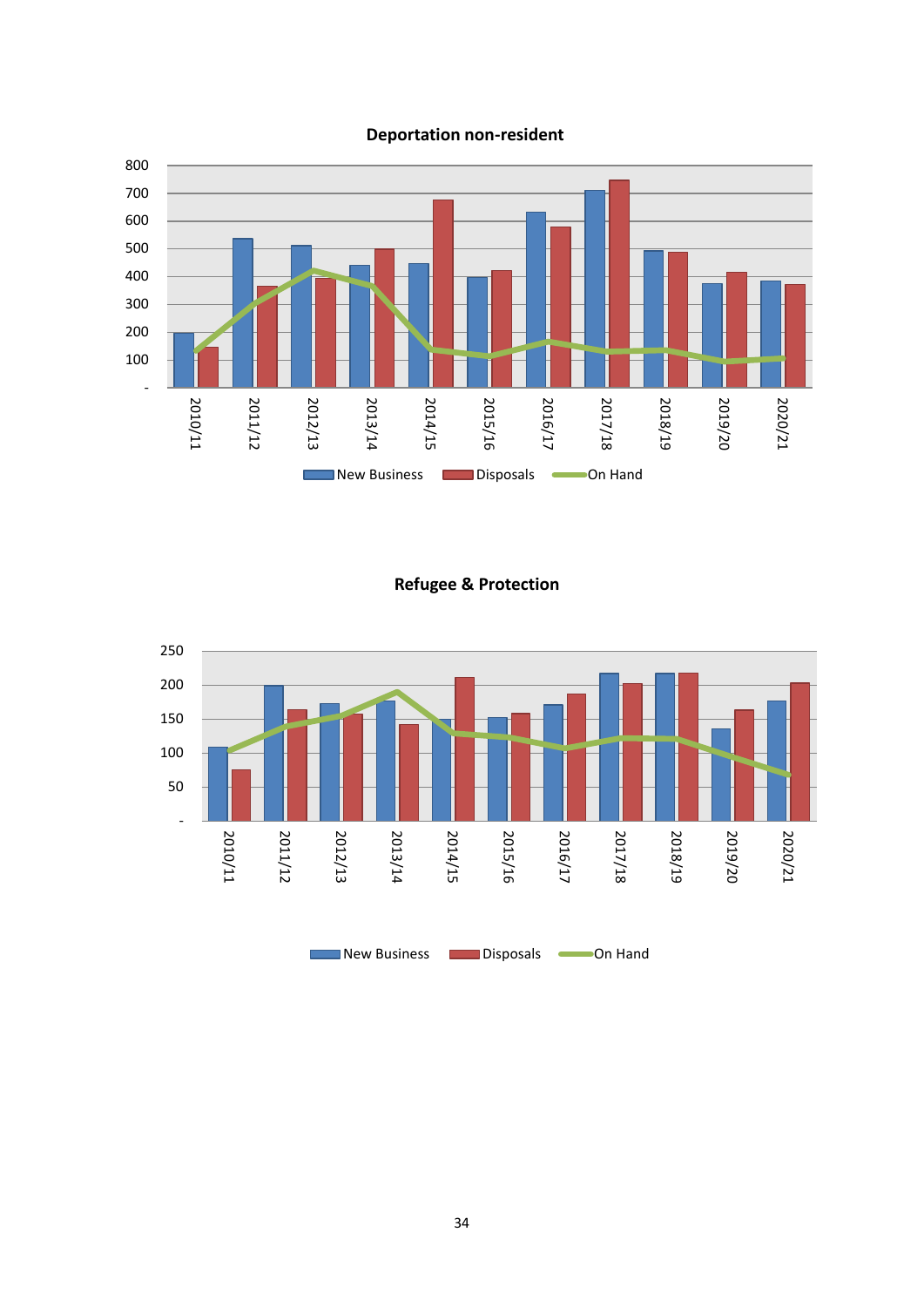**Deportation non-resident**

New Business | Disposals | On Hand

2010/11, 2011/12, 2012/13, 2013/14, 2014/15, 2015/16, 2016/17, 2017/18, 2018/19, 2019/20, 2020/21

**Refugee & Protection**

New Business | Disposals | On Hand

2010/11, 2011/12, 2012/13, 2013/14, 2014/15, 2015/16, 2016/17, 2017/18, 2018/19, 2019/20, 2020/21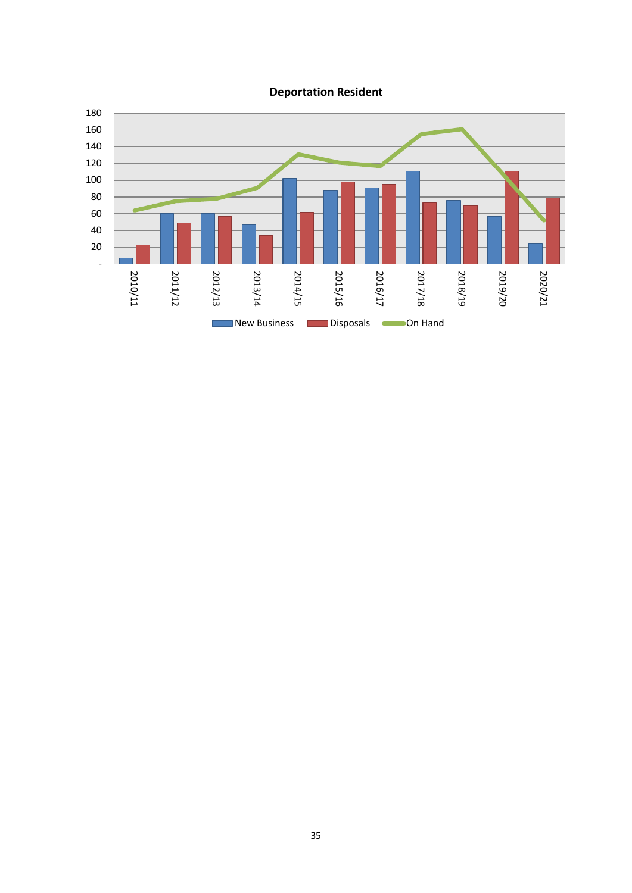**Deportation Resident**

180
160
140
120
100
80
60
40
20
-

2010/11
2011/12
2012/13
2013/14
2014/15
2015/16
2016/17
2017/18
2018/19
2019/20
2020/21

New Business
Disposals
On Hand